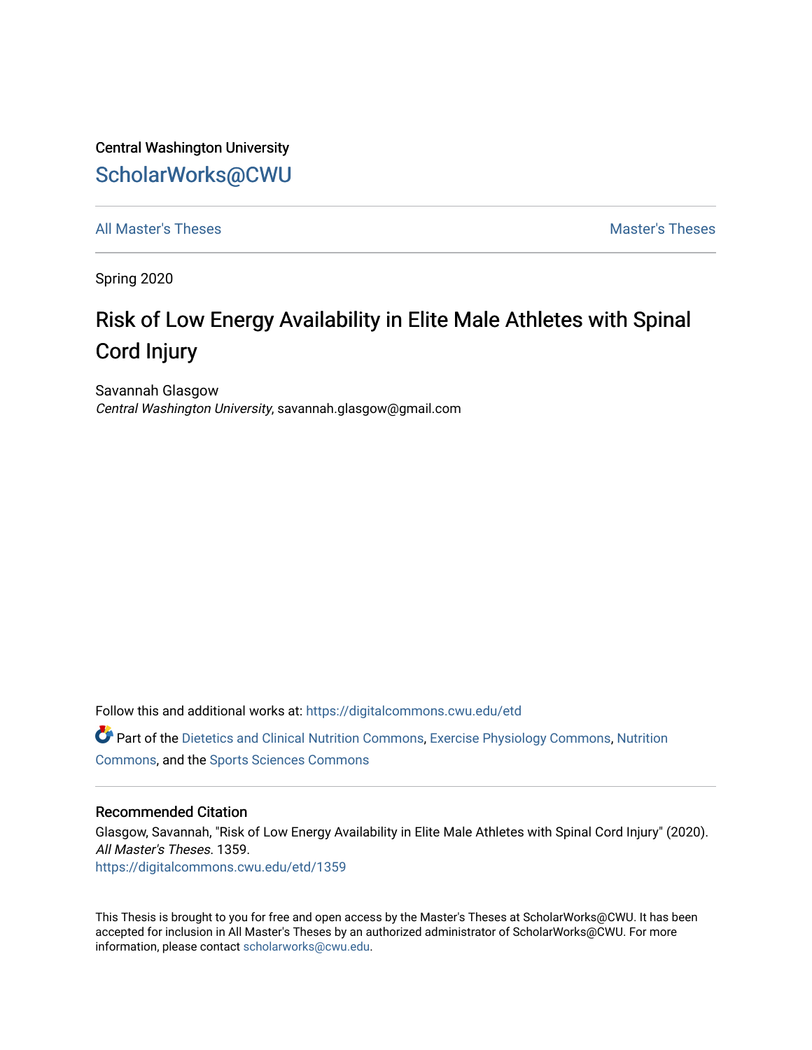Central Washington University

ScholarWorks@CWU

All Master's Theses | Master's Theses

Spring 2020

# Risk of Low Energy Availability in Elite Male Athletes with Spinal Cord Injury

Savannah Glasgow
*Central Washington University*, savannah.glasgow@gmail.com

Follow this and additional works at: https://digitalcommons.cwu.edu/etd

Part of the Dietetics and Clinical Nutrition Commons, Exercise Physiology Commons, Nutrition Commons, and the Sports Sciences Commons

## Recommended Citation

Glasgow, Savannah, "Risk of Low Energy Availability in Elite Male Athletes with Spinal Cord Injury" (2020). *All Master's Theses*. 1359.
https://digitalcommons.cwu.edu/etd/1359

This Thesis is brought to you for free and open access by the Master's Theses at ScholarWorks@CWU. It has been accepted for inclusion in All Master's Theses by an authorized administrator of ScholarWorks@CWU. For more information, please contact scholarworks@cwu.edu.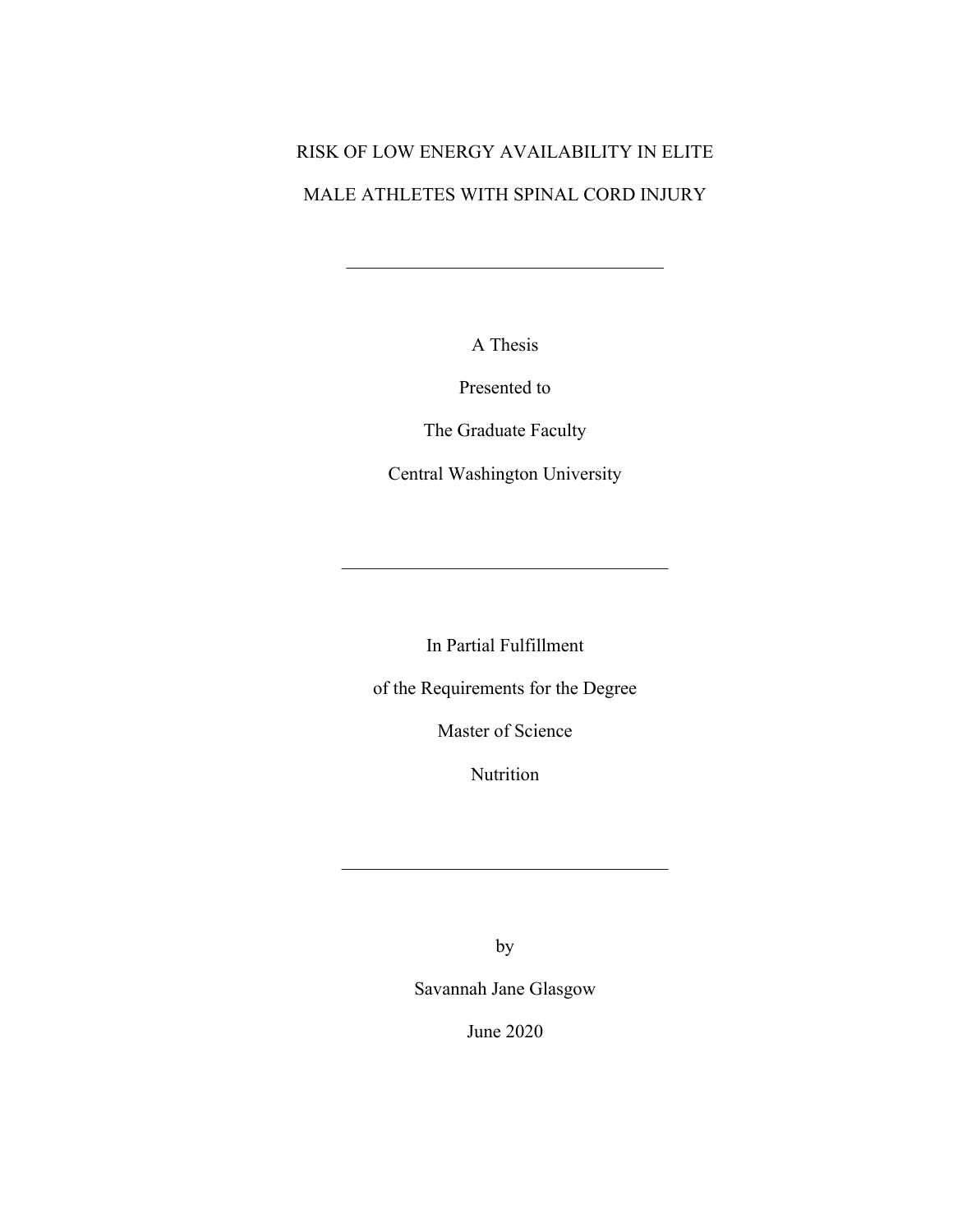# RISK OF LOW ENERGY AVAILABILITY IN ELITE MALE ATHLETES WITH SPINAL CORD INJURY

---

A Thesis

Presented to

The Graduate Faculty

Central Washington University

---

In Partial Fulfillment

of the Requirements for the Degree

Master of Science

Nutrition

---

by

Savannah Jane Glasgow

June 2020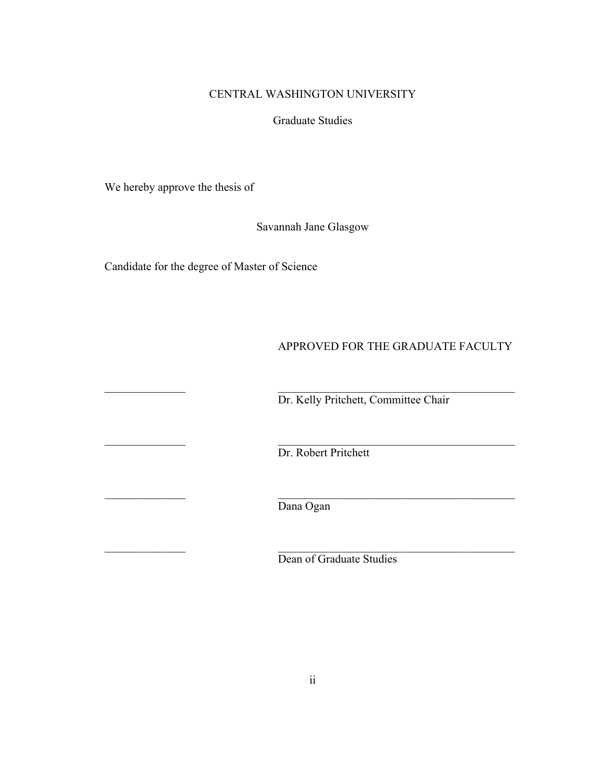CENTRAL WASHINGTON UNIVERSITY

Graduate Studies

We hereby approve the thesis of

Savannah Jane Glasgow

Candidate for the degree of Master of Science

APPROVED FOR THE GRADUATE FACULTY

______________ ________________________________________
Dr. Kelly Pritchett, Committee Chair

______________ ________________________________________
Dr. Robert Pritchett

______________ ________________________________________
Dana Ogan

______________ ________________________________________
Dean of Graduate Studies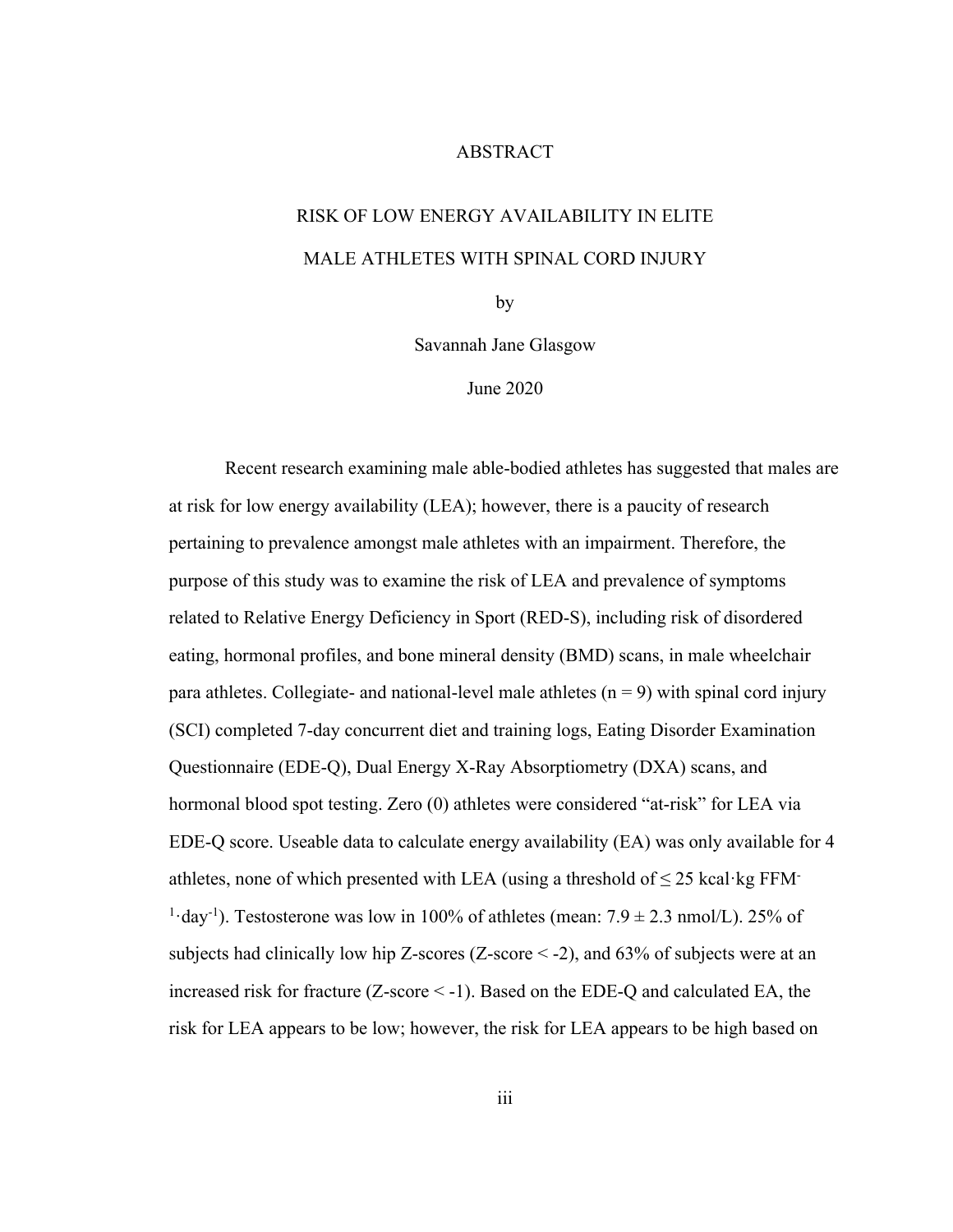# ABSTRACT

## RISK OF LOW ENERGY AVAILABILITY IN ELITE MALE ATHLETES WITH SPINAL CORD INJURY

by

Savannah Jane Glasgow

June 2020

Recent research examining male able-bodied athletes has suggested that males are at risk for low energy availability (LEA); however, there is a paucity of research pertaining to prevalence amongst male athletes with an impairment. Therefore, the purpose of this study was to examine the risk of LEA and prevalence of symptoms related to Relative Energy Deficiency in Sport (RED-S), including risk of disordered eating, hormonal profiles, and bone mineral density (BMD) scans, in male wheelchair para athletes. Collegiate- and national-level male athletes ($n = 9$) with spinal cord injury (SCI) completed 7-day concurrent diet and training logs, Eating Disorder Examination Questionnaire (EDE-Q), Dual Energy X-Ray Absorptiometry (DXA) scans, and hormonal blood spot testing. Zero (0) athletes were considered "at-risk" for LEA via EDE-Q score. Useable data to calculate energy availability (EA) was only available for 4 athletes, none of which presented with LEA (using a threshold of $\leq 25$ $\text{kcal}\cdot\text{kg FFM}^{-1}\cdot\text{day}^{-1}$). Testosterone was low in 100% of athletes (mean: $7.9 \pm 2.3$ nmol/L). 25% of subjects had clinically low hip Z-scores (Z-score $< -2$), and 63% of subjects were at an increased risk for fracture (Z-score $< -1$). Based on the EDE-Q and calculated EA, the risk for LEA appears to be low; however, the risk for LEA appears to be high based on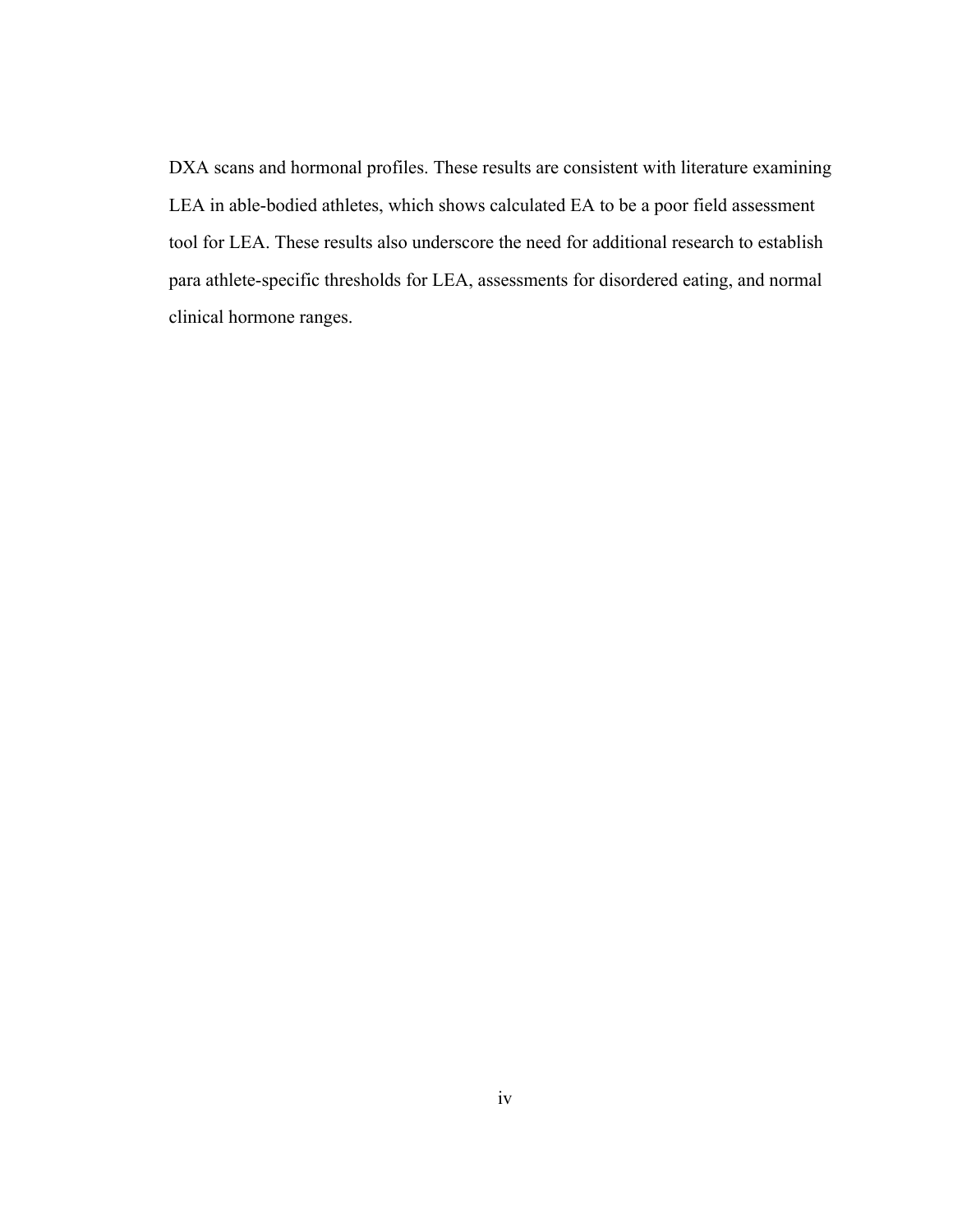DXA scans and hormonal profiles. These results are consistent with literature examining LEA in able-bodied athletes, which shows calculated EA to be a poor field assessment tool for LEA. These results also underscore the need for additional research to establish para athlete-specific thresholds for LEA, assessments for disordered eating, and normal clinical hormone ranges.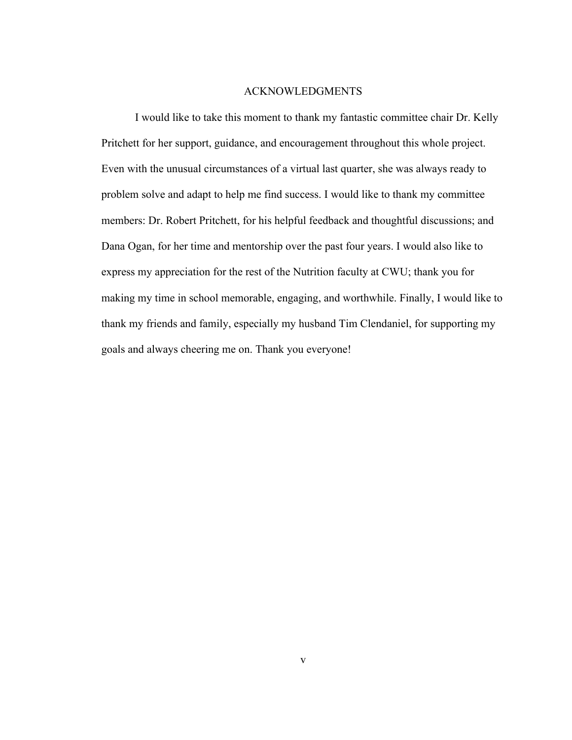# ACKNOWLEDGMENTS

I would like to take this moment to thank my fantastic committee chair Dr. Kelly Pritchett for her support, guidance, and encouragement throughout this whole project. Even with the unusual circumstances of a virtual last quarter, she was always ready to problem solve and adapt to help me find success. I would like to thank my committee members: Dr. Robert Pritchett, for his helpful feedback and thoughtful discussions; and Dana Ogan, for her time and mentorship over the past four years. I would also like to express my appreciation for the rest of the Nutrition faculty at CWU; thank you for making my time in school memorable, engaging, and worthwhile. Finally, I would like to thank my friends and family, especially my husband Tim Clendaniel, for supporting my goals and always cheering me on. Thank you everyone!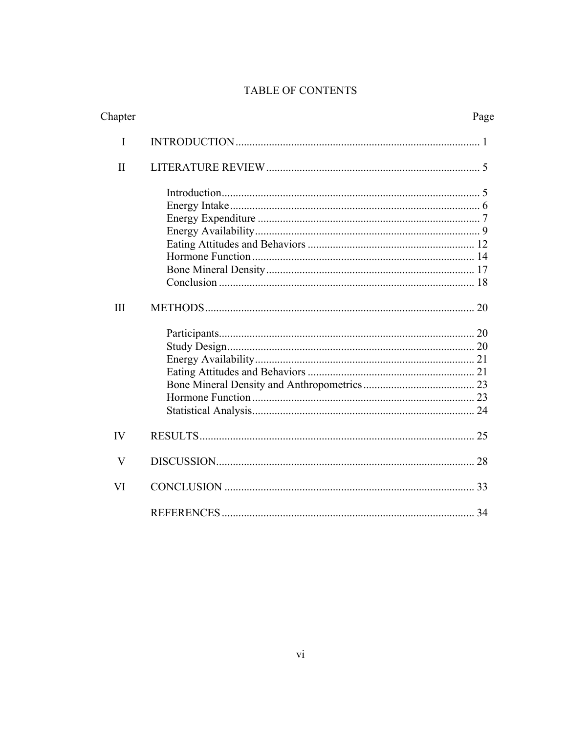# TABLE OF CONTENTS

| Chapter | | Page |
|---|---|---|
| I | INTRODUCTION | 1 |
| II | LITERATURE REVIEW | 5 |
| | Introduction | 5 |
| | Energy Intake | 6 |
| | Energy Expenditure | 7 |
| | Energy Availability | 9 |
| | Eating Attitudes and Behaviors | 12 |
| | Hormone Function | 14 |
| | Bone Mineral Density | 17 |
| | Conclusion | 18 |
| III | METHODS | 20 |
| | Participants | 20 |
| | Study Design | 20 |
| | Energy Availability | 21 |
| | Eating Attitudes and Behaviors | 21 |
| | Bone Mineral Density and Anthropometrics | 23 |
| | Hormone Function | 23 |
| | Statistical Analysis | 24 |
| IV | RESULTS | 25 |
| V | DISCUSSION | 28 |
| VI | CONCLUSION | 33 |
| | REFERENCES | 34 |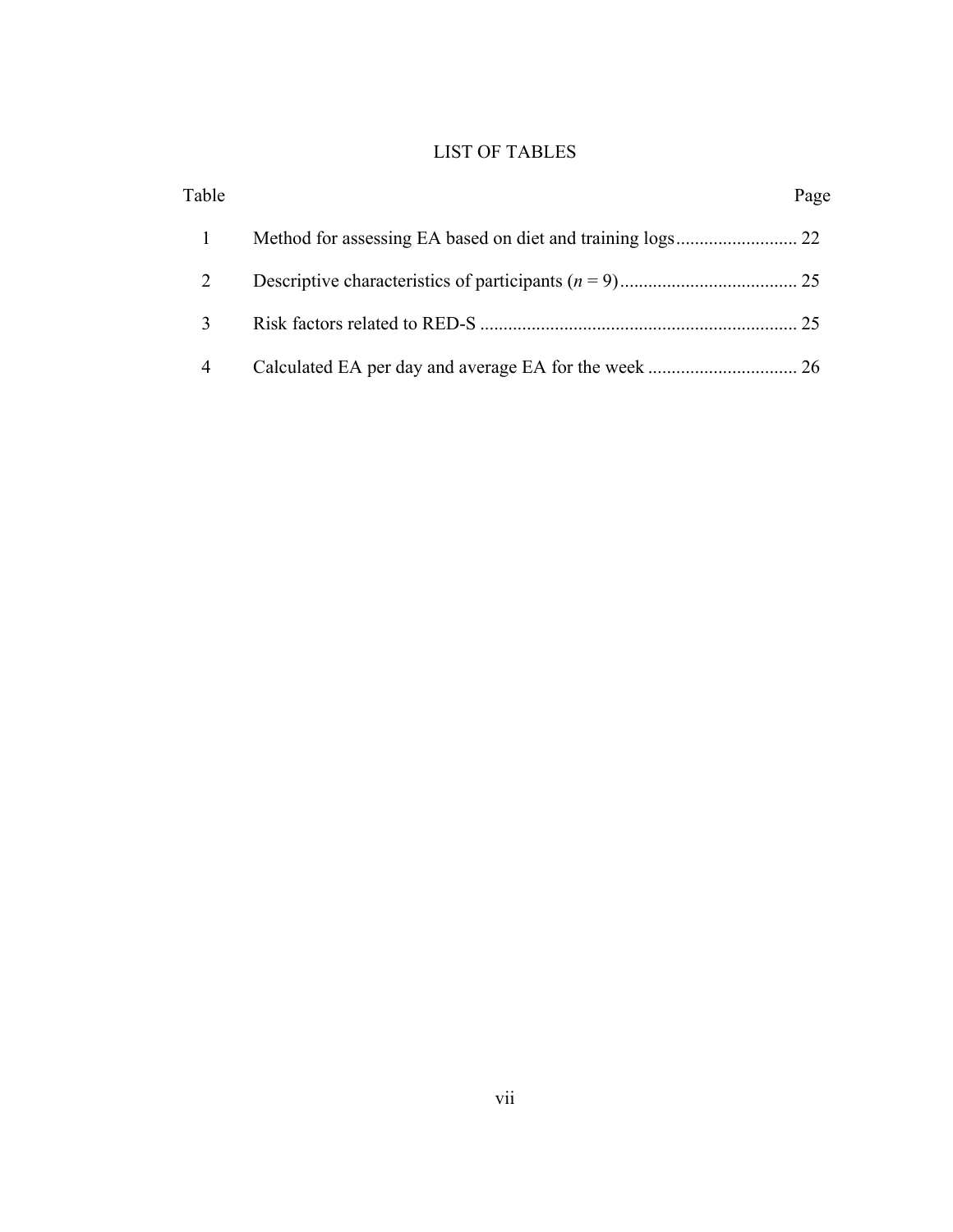# LIST OF TABLES

| Table | | Page |
|---|---|---|
| 1 | Method for assessing EA based on diet and training logs | 22 |
| 2 | Descriptive characteristics of participants (*n* = 9) | 25 |
| 3 | Risk factors related to RED-S | 25 |
| 4 | Calculated EA per day and average EA for the week | 26 |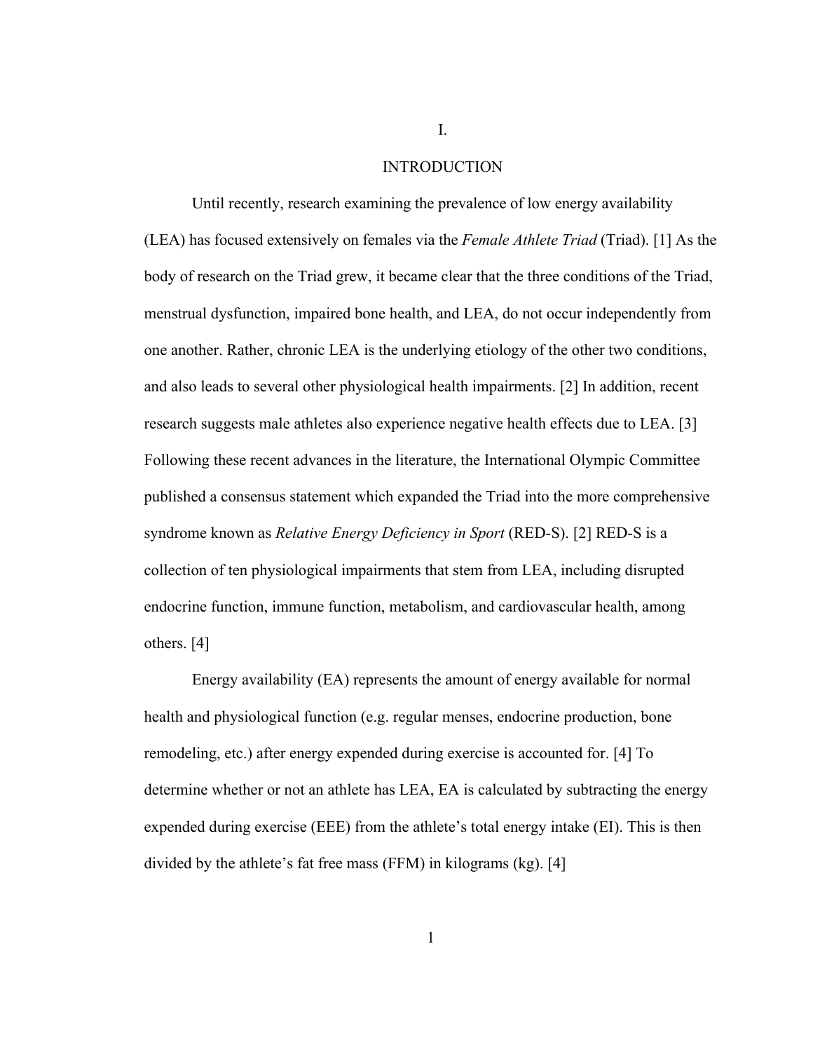# I.

# INTRODUCTION

Until recently, research examining the prevalence of low energy availability (LEA) has focused extensively on females via the *Female Athlete Triad* (Triad). [1] As the body of research on the Triad grew, it became clear that the three conditions of the Triad, menstrual dysfunction, impaired bone health, and LEA, do not occur independently from one another. Rather, chronic LEA is the underlying etiology of the other two conditions, and also leads to several other physiological health impairments. [2] In addition, recent research suggests male athletes also experience negative health effects due to LEA. [3] Following these recent advances in the literature, the International Olympic Committee published a consensus statement which expanded the Triad into the more comprehensive syndrome known as *Relative Energy Deficiency in Sport* (RED-S). [2] RED-S is a collection of ten physiological impairments that stem from LEA, including disrupted endocrine function, immune function, metabolism, and cardiovascular health, among others. [4]

Energy availability (EA) represents the amount of energy available for normal health and physiological function (e.g. regular menses, endocrine production, bone remodeling, etc.) after energy expended during exercise is accounted for. [4] To determine whether or not an athlete has LEA, EA is calculated by subtracting the energy expended during exercise (EEE) from the athlete's total energy intake (EI). This is then divided by the athlete's fat free mass (FFM) in kilograms (kg). [4]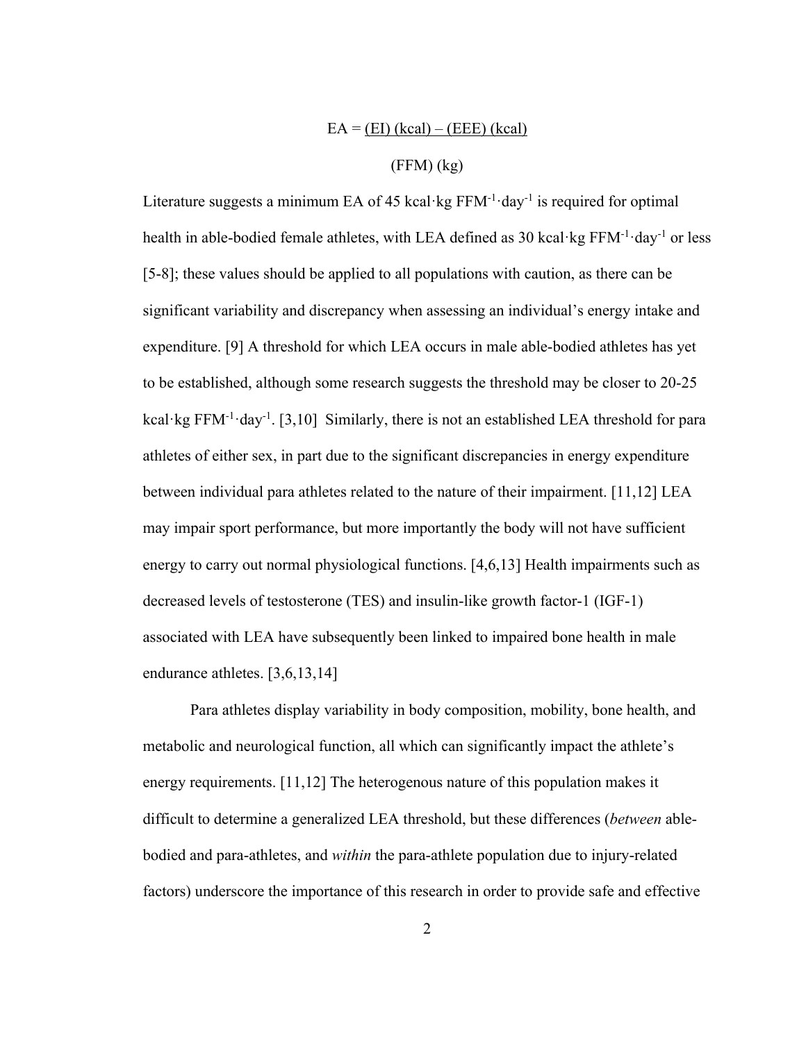$$EA = \frac{(EI)\ (kcal) - (EEE)\ (kcal)}{(FFM)\ (kg)}$$

Literature suggests a minimum EA of 45 kcal·kg $FFM^{-1}$·$day^{-1}$ is required for optimal health in able-bodied female athletes, with LEA defined as 30 kcal·kg $FFM^{-1}$·$day^{-1}$ or less [5-8]; these values should be applied to all populations with caution, as there can be significant variability and discrepancy when assessing an individual's energy intake and expenditure. [9] A threshold for which LEA occurs in male able-bodied athletes has yet to be established, although some research suggests the threshold may be closer to 20-25 kcal·kg $FFM^{-1}$·$day^{-1}$. [3,10] Similarly, there is not an established LEA threshold for para athletes of either sex, in part due to the significant discrepancies in energy expenditure between individual para athletes related to the nature of their impairment. [11,12] LEA may impair sport performance, but more importantly the body will not have sufficient energy to carry out normal physiological functions. [4,6,13] Health impairments such as decreased levels of testosterone (TES) and insulin-like growth factor-1 (IGF-1) associated with LEA have subsequently been linked to impaired bone health in male endurance athletes. [3,6,13,14]

Para athletes display variability in body composition, mobility, bone health, and metabolic and neurological function, all which can significantly impact the athlete's energy requirements. [11,12] The heterogenous nature of this population makes it difficult to determine a generalized LEA threshold, but these differences (*between* able-bodied and para-athletes, and *within* the para-athlete population due to injury-related factors) underscore the importance of this research in order to provide safe and effective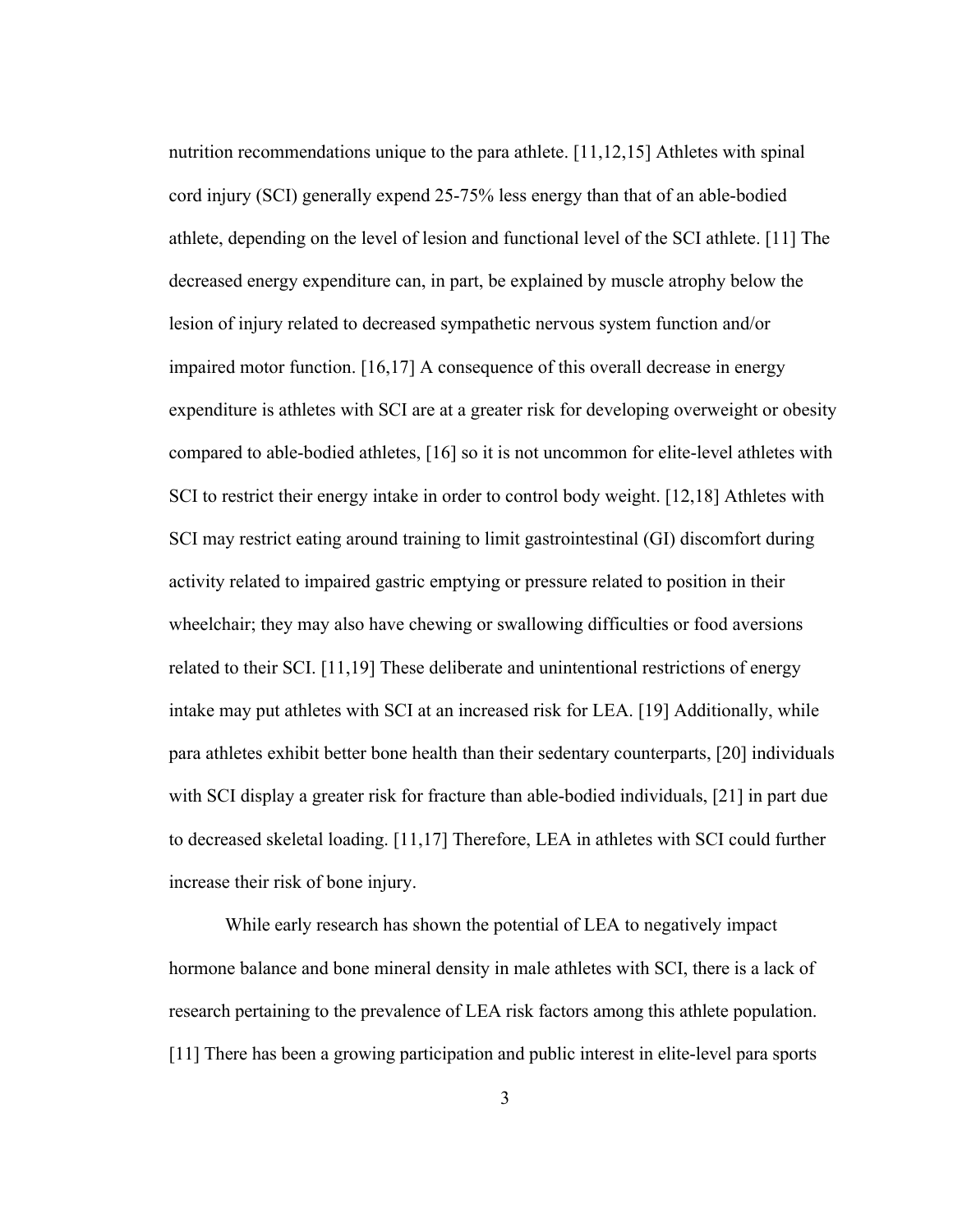nutrition recommendations unique to the para athlete. [11,12,15] Athletes with spinal cord injury (SCI) generally expend 25-75% less energy than that of an able-bodied athlete, depending on the level of lesion and functional level of the SCI athlete. [11] The decreased energy expenditure can, in part, be explained by muscle atrophy below the lesion of injury related to decreased sympathetic nervous system function and/or impaired motor function. [16,17] A consequence of this overall decrease in energy expenditure is athletes with SCI are at a greater risk for developing overweight or obesity compared to able-bodied athletes, [16] so it is not uncommon for elite-level athletes with SCI to restrict their energy intake in order to control body weight. [12,18] Athletes with SCI may restrict eating around training to limit gastrointestinal (GI) discomfort during activity related to impaired gastric emptying or pressure related to position in their wheelchair; they may also have chewing or swallowing difficulties or food aversions related to their SCI. [11,19] These deliberate and unintentional restrictions of energy intake may put athletes with SCI at an increased risk for LEA. [19] Additionally, while para athletes exhibit better bone health than their sedentary counterparts, [20] individuals with SCI display a greater risk for fracture than able-bodied individuals, [21] in part due to decreased skeletal loading. [11,17] Therefore, LEA in athletes with SCI could further increase their risk of bone injury.

While early research has shown the potential of LEA to negatively impact hormone balance and bone mineral density in male athletes with SCI, there is a lack of research pertaining to the prevalence of LEA risk factors among this athlete population. [11] There has been a growing participation and public interest in elite-level para sports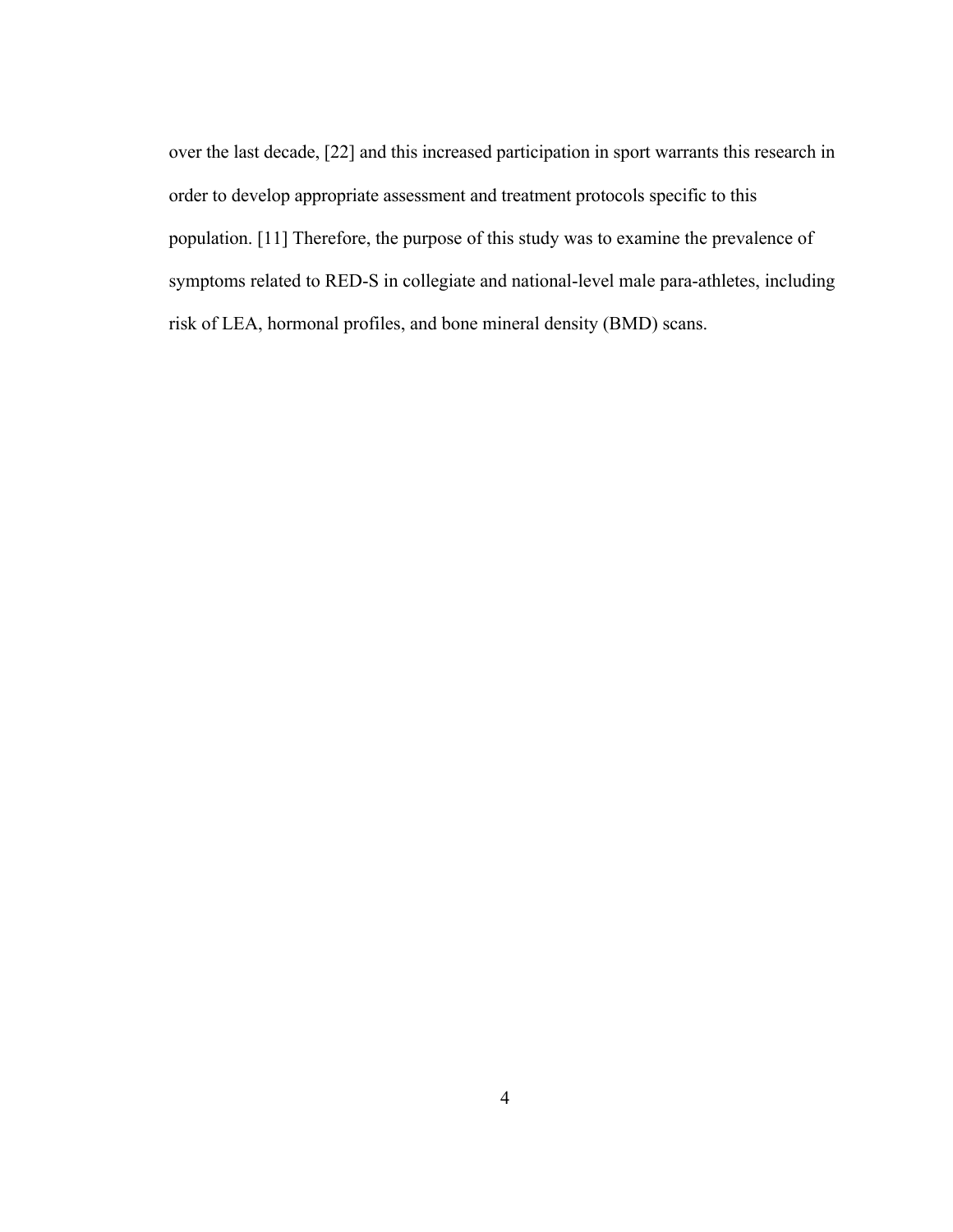over the last decade, [22] and this increased participation in sport warrants this research in order to develop appropriate assessment and treatment protocols specific to this population. [11] Therefore, the purpose of this study was to examine the prevalence of symptoms related to RED-S in collegiate and national-level male para-athletes, including risk of LEA, hormonal profiles, and bone mineral density (BMD) scans.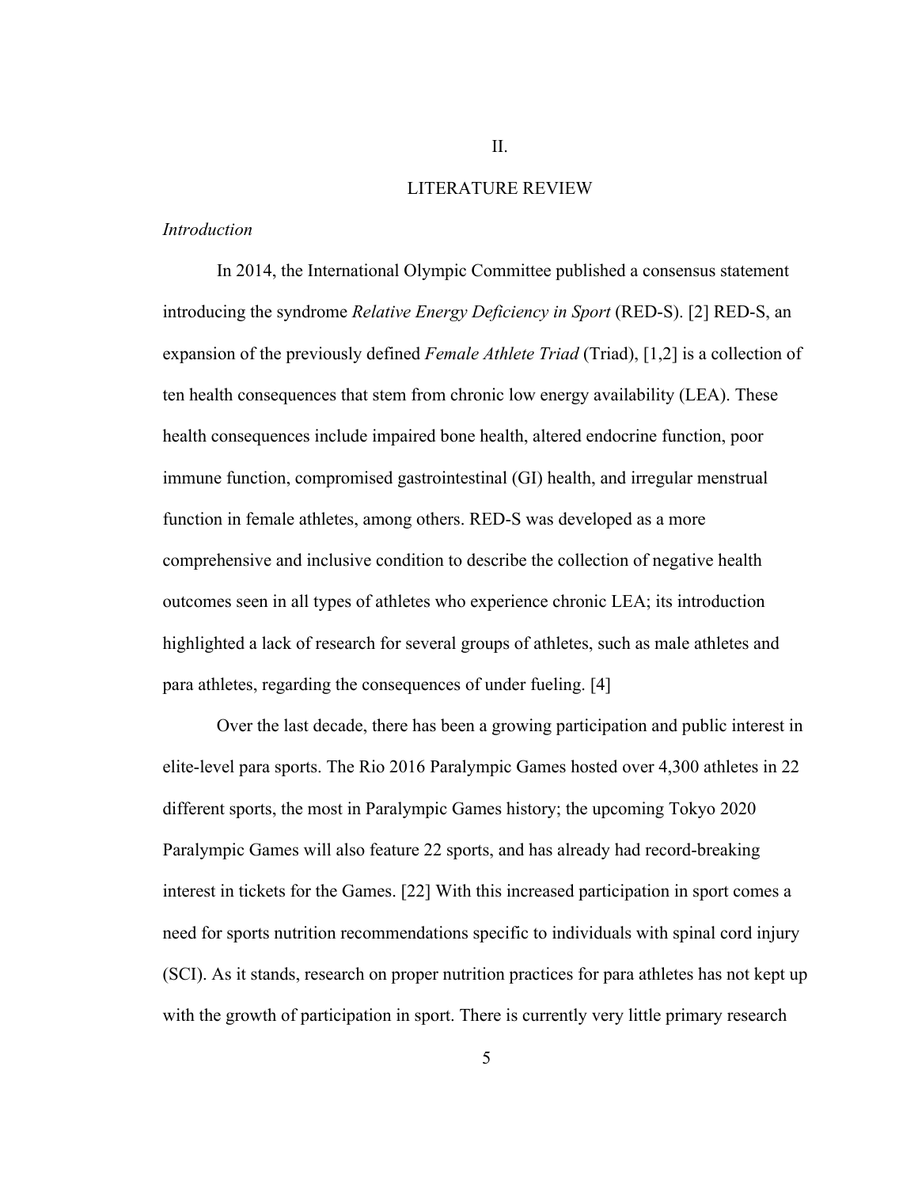# II.

# LITERATURE REVIEW

### *Introduction*

In 2014, the International Olympic Committee published a consensus statement introducing the syndrome *Relative Energy Deficiency in Sport* (RED-S). [2] RED-S, an expansion of the previously defined *Female Athlete Triad* (Triad), [1,2] is a collection of ten health consequences that stem from chronic low energy availability (LEA). These health consequences include impaired bone health, altered endocrine function, poor immune function, compromised gastrointestinal (GI) health, and irregular menstrual function in female athletes, among others. RED-S was developed as a more comprehensive and inclusive condition to describe the collection of negative health outcomes seen in all types of athletes who experience chronic LEA; its introduction highlighted a lack of research for several groups of athletes, such as male athletes and para athletes, regarding the consequences of under fueling. [4]

Over the last decade, there has been a growing participation and public interest in elite-level para sports. The Rio 2016 Paralympic Games hosted over 4,300 athletes in 22 different sports, the most in Paralympic Games history; the upcoming Tokyo 2020 Paralympic Games will also feature 22 sports, and has already had record-breaking interest in tickets for the Games. [22] With this increased participation in sport comes a need for sports nutrition recommendations specific to individuals with spinal cord injury (SCI). As it stands, research on proper nutrition practices for para athletes has not kept up with the growth of participation in sport. There is currently very little primary research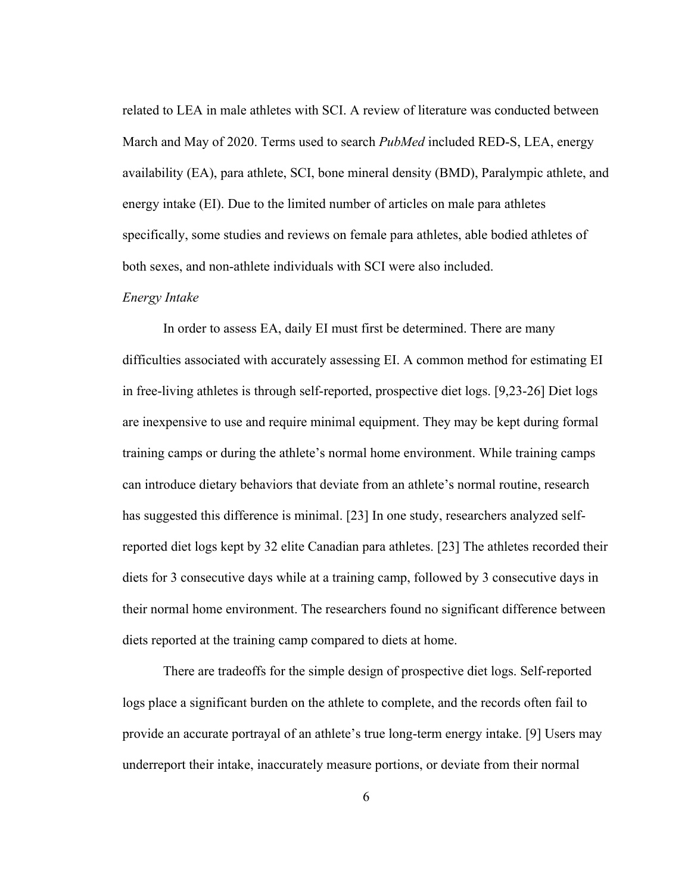related to LEA in male athletes with SCI. A review of literature was conducted between March and May of 2020. Terms used to search *PubMed* included RED-S, LEA, energy availability (EA), para athlete, SCI, bone mineral density (BMD), Paralympic athlete, and energy intake (EI). Due to the limited number of articles on male para athletes specifically, some studies and reviews on female para athletes, able bodied athletes of both sexes, and non-athlete individuals with SCI were also included.

*Energy Intake*

In order to assess EA, daily EI must first be determined. There are many difficulties associated with accurately assessing EI. A common method for estimating EI in free-living athletes is through self-reported, prospective diet logs. [9,23-26] Diet logs are inexpensive to use and require minimal equipment. They may be kept during formal training camps or during the athlete's normal home environment. While training camps can introduce dietary behaviors that deviate from an athlete's normal routine, research has suggested this difference is minimal. [23] In one study, researchers analyzed self-reported diet logs kept by 32 elite Canadian para athletes. [23] The athletes recorded their diets for 3 consecutive days while at a training camp, followed by 3 consecutive days in their normal home environment. The researchers found no significant difference between diets reported at the training camp compared to diets at home.

There are tradeoffs for the simple design of prospective diet logs. Self-reported logs place a significant burden on the athlete to complete, and the records often fail to provide an accurate portrayal of an athlete's true long-term energy intake. [9] Users may underreport their intake, inaccurately measure portions, or deviate from their normal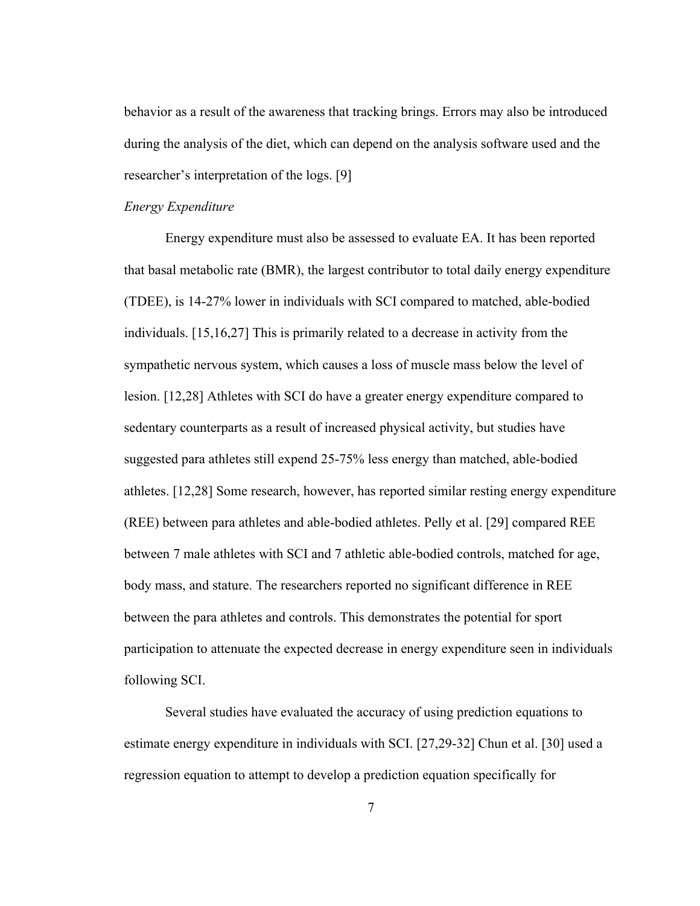behavior as a result of the awareness that tracking brings. Errors may also be introduced during the analysis of the diet, which can depend on the analysis software used and the researcher's interpretation of the logs. [9]

*Energy Expenditure*

Energy expenditure must also be assessed to evaluate EA. It has been reported that basal metabolic rate (BMR), the largest contributor to total daily energy expenditure (TDEE), is 14-27% lower in individuals with SCI compared to matched, able-bodied individuals. [15,16,27] This is primarily related to a decrease in activity from the sympathetic nervous system, which causes a loss of muscle mass below the level of lesion. [12,28] Athletes with SCI do have a greater energy expenditure compared to sedentary counterparts as a result of increased physical activity, but studies have suggested para athletes still expend 25-75% less energy than matched, able-bodied athletes. [12,28] Some research, however, has reported similar resting energy expenditure (REE) between para athletes and able-bodied athletes. Pelly et al. [29] compared REE between 7 male athletes with SCI and 7 athletic able-bodied controls, matched for age, body mass, and stature. The researchers reported no significant difference in REE between the para athletes and controls. This demonstrates the potential for sport participation to attenuate the expected decrease in energy expenditure seen in individuals following SCI.

Several studies have evaluated the accuracy of using prediction equations to estimate energy expenditure in individuals with SCI. [27,29-32] Chun et al. [30] used a regression equation to attempt to develop a prediction equation specifically for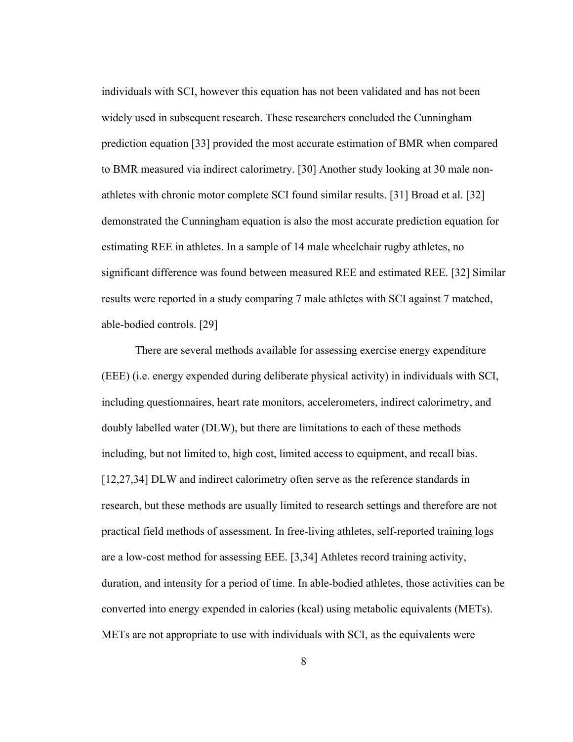individuals with SCI, however this equation has not been validated and has not been widely used in subsequent research. These researchers concluded the Cunningham prediction equation [33] provided the most accurate estimation of BMR when compared to BMR measured via indirect calorimetry. [30] Another study looking at 30 male non-athletes with chronic motor complete SCI found similar results. [31] Broad et al. [32] demonstrated the Cunningham equation is also the most accurate prediction equation for estimating REE in athletes. In a sample of 14 male wheelchair rugby athletes, no significant difference was found between measured REE and estimated REE. [32] Similar results were reported in a study comparing 7 male athletes with SCI against 7 matched, able-bodied controls. [29]

There are several methods available for assessing exercise energy expenditure (EEE) (i.e. energy expended during deliberate physical activity) in individuals with SCI, including questionnaires, heart rate monitors, accelerometers, indirect calorimetry, and doubly labelled water (DLW), but there are limitations to each of these methods including, but not limited to, high cost, limited access to equipment, and recall bias. [12,27,34] DLW and indirect calorimetry often serve as the reference standards in research, but these methods are usually limited to research settings and therefore are not practical field methods of assessment. In free-living athletes, self-reported training logs are a low-cost method for assessing EEE. [3,34] Athletes record training activity, duration, and intensity for a period of time. In able-bodied athletes, those activities can be converted into energy expended in calories (kcal) using metabolic equivalents (METs). METs are not appropriate to use with individuals with SCI, as the equivalents were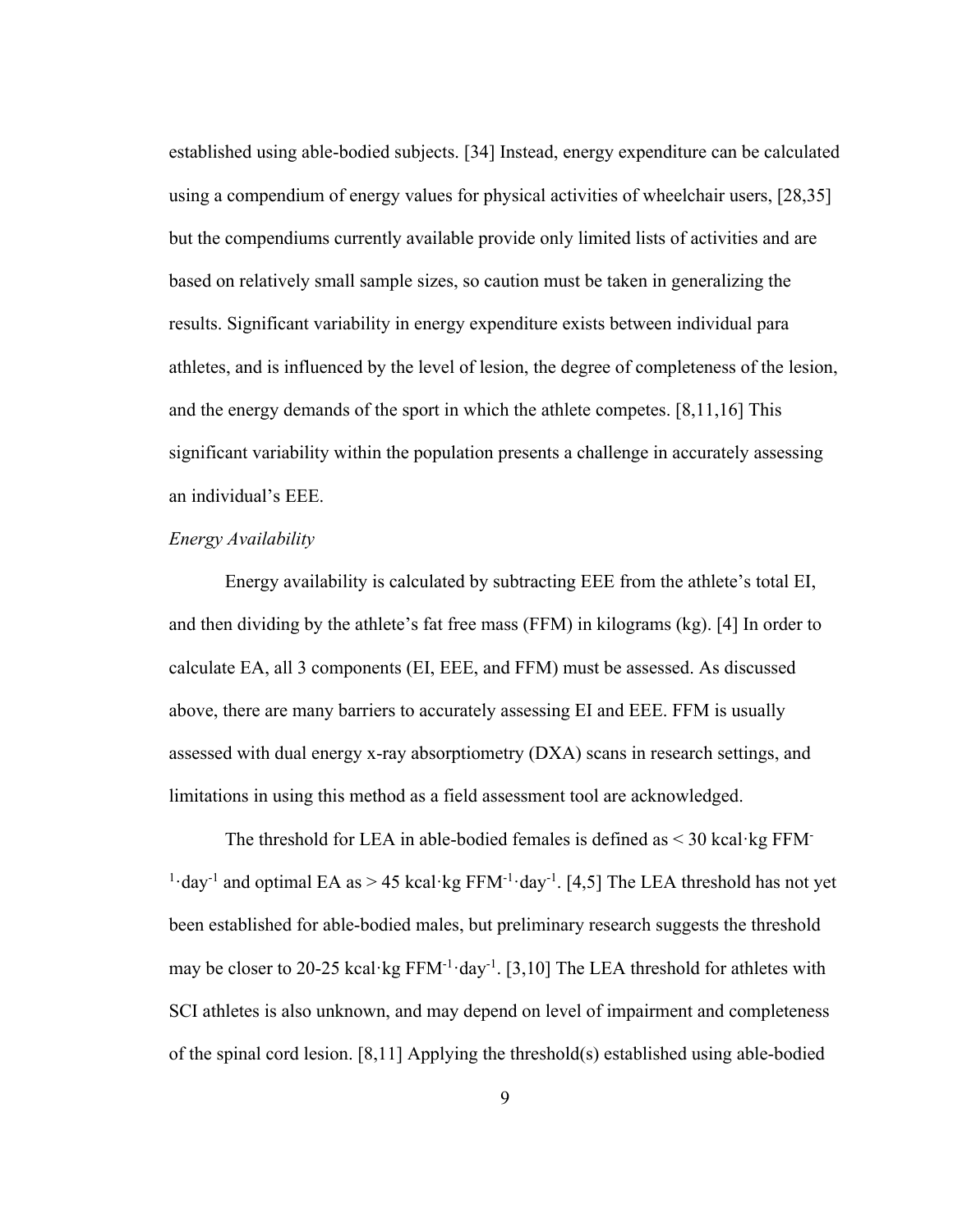established using able-bodied subjects. [34] Instead, energy expenditure can be calculated using a compendium of energy values for physical activities of wheelchair users, [28,35] but the compendiums currently available provide only limited lists of activities and are based on relatively small sample sizes, so caution must be taken in generalizing the results. Significant variability in energy expenditure exists between individual para athletes, and is influenced by the level of lesion, the degree of completeness of the lesion, and the energy demands of the sport in which the athlete competes. [8,11,16] This significant variability within the population presents a challenge in accurately assessing an individual's EEE.

*Energy Availability*

Energy availability is calculated by subtracting EEE from the athlete's total EI, and then dividing by the athlete's fat free mass (FFM) in kilograms (kg). [4] In order to calculate EA, all 3 components (EI, EEE, and FFM) must be assessed. As discussed above, there are many barriers to accurately assessing EI and EEE. FFM is usually assessed with dual energy x-ray absorptiometry (DXA) scans in research settings, and limitations in using this method as a field assessment tool are acknowledged.

The threshold for LEA in able-bodied females is defined as $< 30$ kcal·kg $FFM^{-1}·day^{-1}$ and optimal EA as $> 45$ kcal·kg $FFM^{-1}·day^{-1}$. [4,5] The LEA threshold has not yet been established for able-bodied males, but preliminary research suggests the threshold may be closer to 20-25 kcal·kg $FFM^{-1}·day^{-1}$. [3,10] The LEA threshold for athletes with SCI athletes is also unknown, and may depend on level of impairment and completeness of the spinal cord lesion. [8,11] Applying the threshold(s) established using able-bodied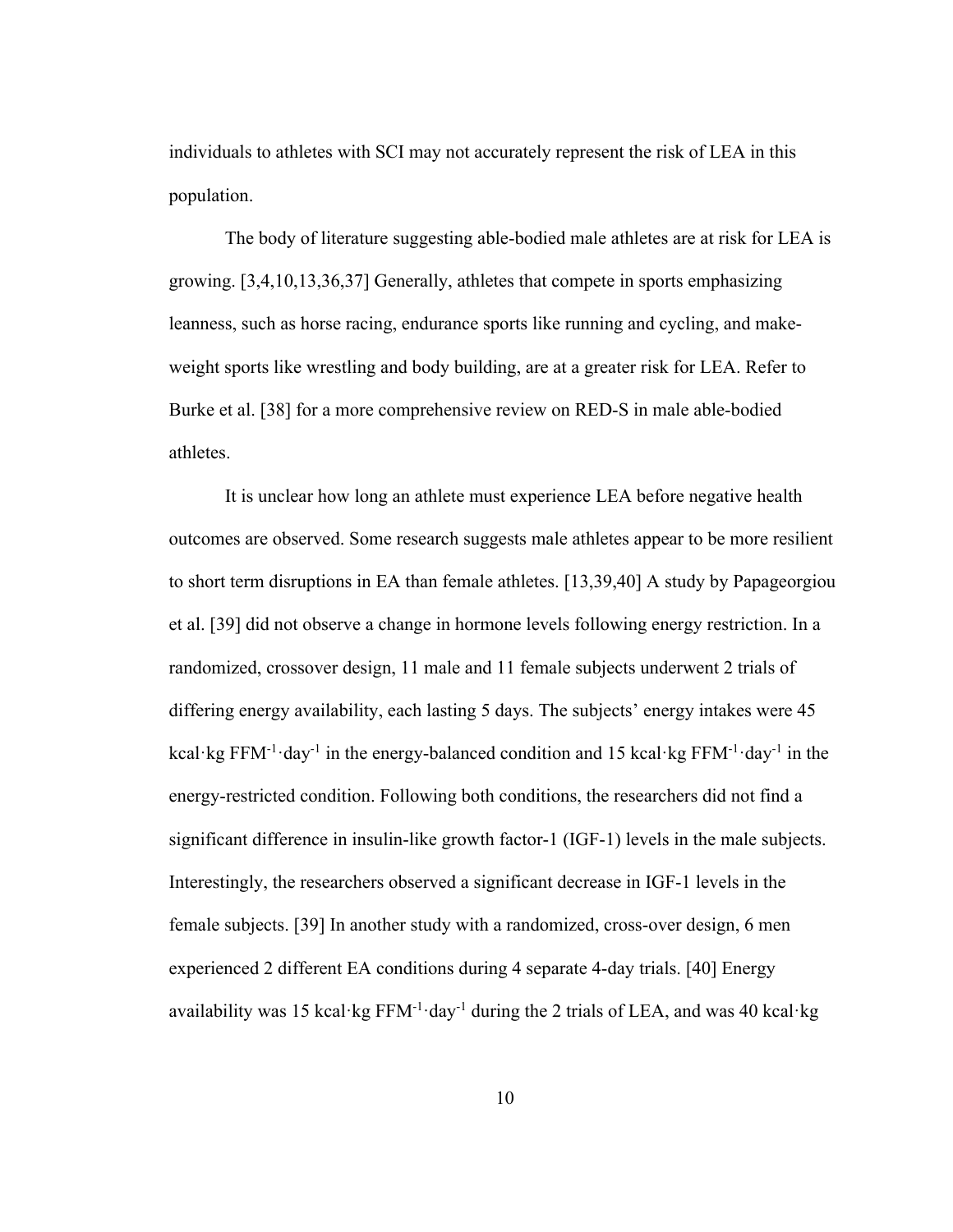individuals to athletes with SCI may not accurately represent the risk of LEA in this population.

The body of literature suggesting able-bodied male athletes are at risk for LEA is growing. [3,4,10,13,36,37] Generally, athletes that compete in sports emphasizing leanness, such as horse racing, endurance sports like running and cycling, and make-weight sports like wrestling and body building, are at a greater risk for LEA. Refer to Burke et al. [38] for a more comprehensive review on RED-S in male able-bodied athletes.

It is unclear how long an athlete must experience LEA before negative health outcomes are observed. Some research suggests male athletes appear to be more resilient to short term disruptions in EA than female athletes. [13,39,40] A study by Papageorgiou et al. [39] did not observe a change in hormone levels following energy restriction. In a randomized, crossover design, 11 male and 11 female subjects underwent 2 trials of differing energy availability, each lasting 5 days. The subjects' energy intakes were 45 $\text{kcal}\cdot\text{kg FFM}^{-1}\cdot\text{day}^{-1}$ in the energy-balanced condition and 15 $\text{kcal}\cdot\text{kg FFM}^{-1}\cdot\text{day}^{-1}$ in the energy-restricted condition. Following both conditions, the researchers did not find a significant difference in insulin-like growth factor-1 (IGF-1) levels in the male subjects. Interestingly, the researchers observed a significant decrease in IGF-1 levels in the female subjects. [39] In another study with a randomized, cross-over design, 6 men experienced 2 different EA conditions during 4 separate 4-day trials. [40] Energy availability was 15 $\text{kcal}\cdot\text{kg FFM}^{-1}\cdot\text{day}^{-1}$ during the 2 trials of LEA, and was 40 kcal·kg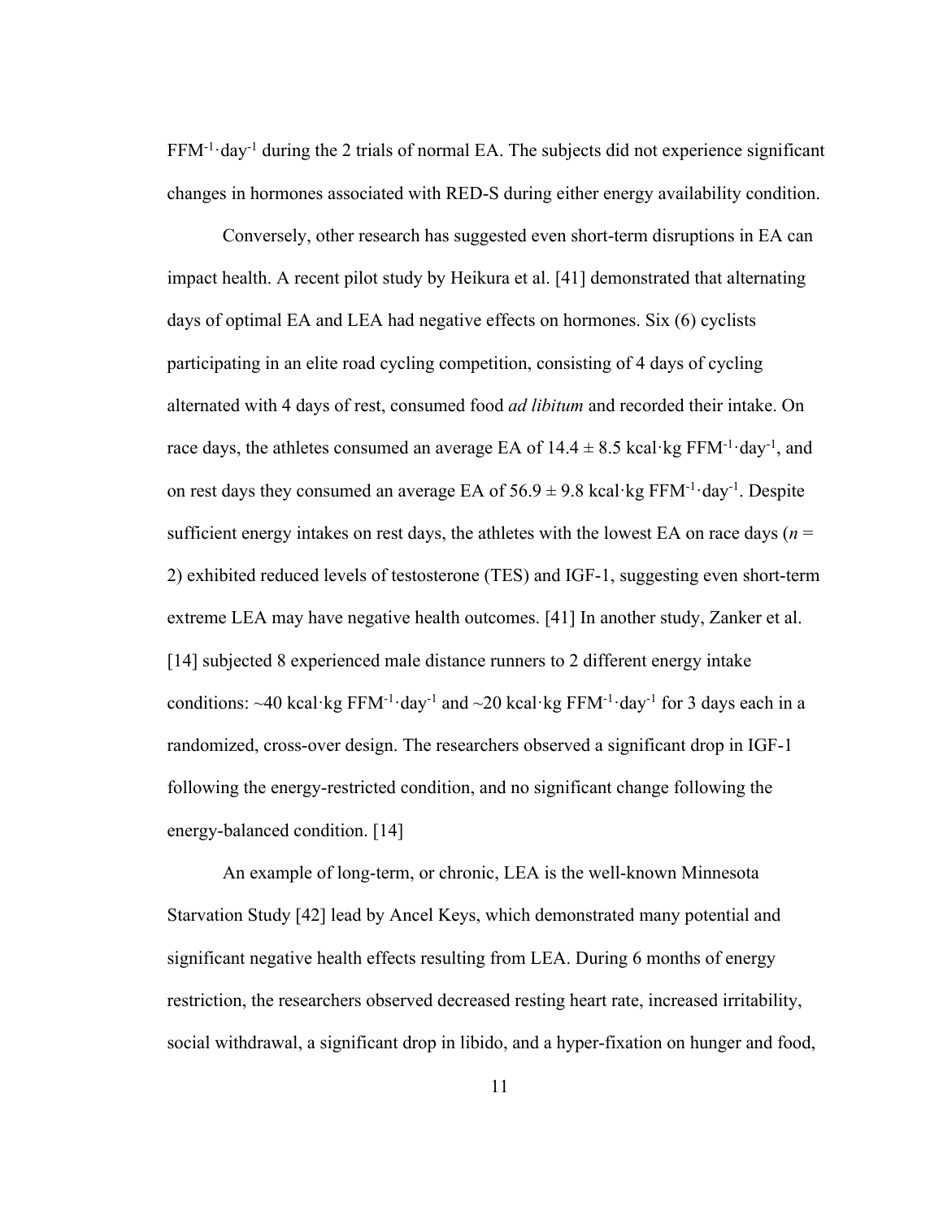FFM$^{-1}$·day$^{-1}$ during the 2 trials of normal EA. The subjects did not experience significant changes in hormones associated with RED-S during either energy availability condition.

Conversely, other research has suggested even short-term disruptions in EA can impact health. A recent pilot study by Heikura et al. [41] demonstrated that alternating days of optimal EA and LEA had negative effects on hormones. Six (6) cyclists participating in an elite road cycling competition, consisting of 4 days of cycling alternated with 4 days of rest, consumed food *ad libitum* and recorded their intake. On race days, the athletes consumed an average EA of $14.4 \pm 8.5$ kcal·kg FFM$^{-1}$·day$^{-1}$, and on rest days they consumed an average EA of $56.9 \pm 9.8$ kcal·kg FFM$^{-1}$·day$^{-1}$. Despite sufficient energy intakes on rest days, the athletes with the lowest EA on race days ($n$ = 2) exhibited reduced levels of testosterone (TES) and IGF-1, suggesting even short-term extreme LEA may have negative health outcomes. [41] In another study, Zanker et al. [14] subjected 8 experienced male distance runners to 2 different energy intake conditions: ~40 kcal·kg FFM$^{-1}$·day$^{-1}$ and ~20 kcal·kg FFM$^{-1}$·day$^{-1}$ for 3 days each in a randomized, cross-over design. The researchers observed a significant drop in IGF-1 following the energy-restricted condition, and no significant change following the energy-balanced condition. [14]

An example of long-term, or chronic, LEA is the well-known Minnesota Starvation Study [42] lead by Ancel Keys, which demonstrated many potential and significant negative health effects resulting from LEA. During 6 months of energy restriction, the researchers observed decreased resting heart rate, increased irritability, social withdrawal, a significant drop in libido, and a hyper-fixation on hunger and food,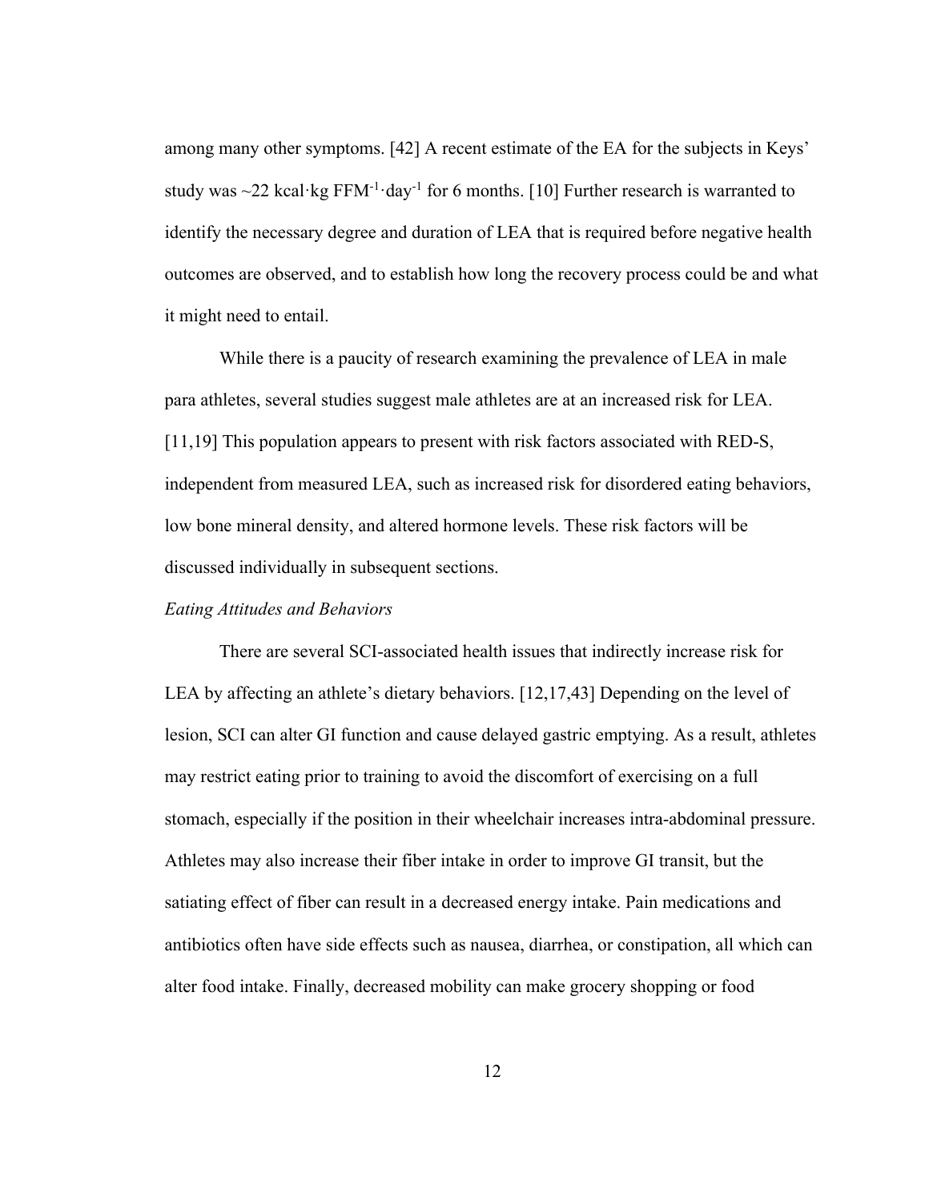among many other symptoms. [42] A recent estimate of the EA for the subjects in Keys' study was ~22 kcal·kg $FFM^{-1} \cdot day^{-1}$ for 6 months. [10] Further research is warranted to identify the necessary degree and duration of LEA that is required before negative health outcomes are observed, and to establish how long the recovery process could be and what it might need to entail.

While there is a paucity of research examining the prevalence of LEA in male para athletes, several studies suggest male athletes are at an increased risk for LEA. [11,19] This population appears to present with risk factors associated with RED-S, independent from measured LEA, such as increased risk for disordered eating behaviors, low bone mineral density, and altered hormone levels. These risk factors will be discussed individually in subsequent sections.

*Eating Attitudes and Behaviors*

There are several SCI-associated health issues that indirectly increase risk for LEA by affecting an athlete's dietary behaviors. [12,17,43] Depending on the level of lesion, SCI can alter GI function and cause delayed gastric emptying. As a result, athletes may restrict eating prior to training to avoid the discomfort of exercising on a full stomach, especially if the position in their wheelchair increases intra-abdominal pressure. Athletes may also increase their fiber intake in order to improve GI transit, but the satiating effect of fiber can result in a decreased energy intake. Pain medications and antibiotics often have side effects such as nausea, diarrhea, or constipation, all which can alter food intake. Finally, decreased mobility can make grocery shopping or food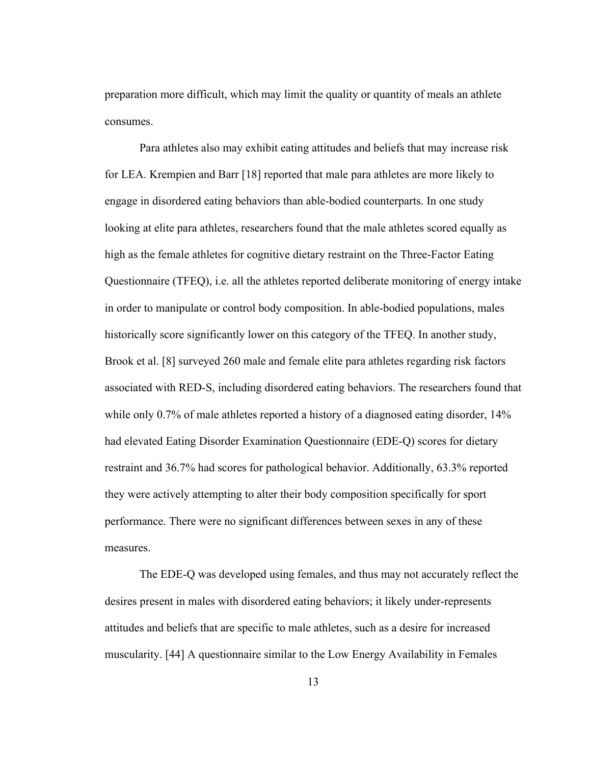preparation more difficult, which may limit the quality or quantity of meals an athlete consumes.

Para athletes also may exhibit eating attitudes and beliefs that may increase risk for LEA. Krempien and Barr [18] reported that male para athletes are more likely to engage in disordered eating behaviors than able-bodied counterparts. In one study looking at elite para athletes, researchers found that the male athletes scored equally as high as the female athletes for cognitive dietary restraint on the Three-Factor Eating Questionnaire (TFEQ), i.e. all the athletes reported deliberate monitoring of energy intake in order to manipulate or control body composition. In able-bodied populations, males historically score significantly lower on this category of the TFEQ. In another study, Brook et al. [8] surveyed 260 male and female elite para athletes regarding risk factors associated with RED-S, including disordered eating behaviors. The researchers found that while only 0.7% of male athletes reported a history of a diagnosed eating disorder, 14% had elevated Eating Disorder Examination Questionnaire (EDE-Q) scores for dietary restraint and 36.7% had scores for pathological behavior. Additionally, 63.3% reported they were actively attempting to alter their body composition specifically for sport performance. There were no significant differences between sexes in any of these measures.

The EDE-Q was developed using females, and thus may not accurately reflect the desires present in males with disordered eating behaviors; it likely under-represents attitudes and beliefs that are specific to male athletes, such as a desire for increased muscularity. [44] A questionnaire similar to the Low Energy Availability in Females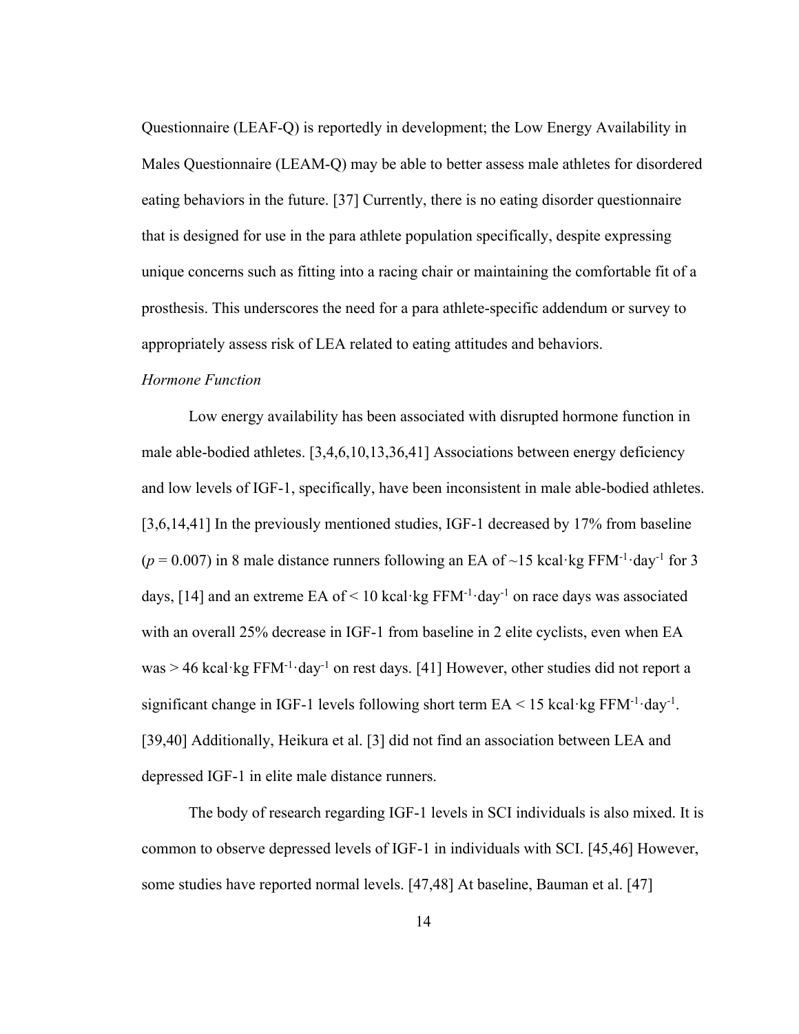Questionnaire (LEAF-Q) is reportedly in development; the Low Energy Availability in Males Questionnaire (LEAM-Q) may be able to better assess male athletes for disordered eating behaviors in the future. [37] Currently, there is no eating disorder questionnaire that is designed for use in the para athlete population specifically, despite expressing unique concerns such as fitting into a racing chair or maintaining the comfortable fit of a prosthesis. This underscores the need for a para athlete-specific addendum or survey to appropriately assess risk of LEA related to eating attitudes and behaviors.

*Hormone Function*

Low energy availability has been associated with disrupted hormone function in male able-bodied athletes. [3,4,6,10,13,36,41] Associations between energy deficiency and low levels of IGF-1, specifically, have been inconsistent in male able-bodied athletes. [3,6,14,41] In the previously mentioned studies, IGF-1 decreased by 17% from baseline ($p = 0.007$) in 8 male distance runners following an EA of ~15 kcal·kg FFM$^{-1}$·day$^{-1}$ for 3 days, [14] and an extreme EA of < 10 kcal·kg FFM$^{-1}$·day$^{-1}$ on race days was associated with an overall 25% decrease in IGF-1 from baseline in 2 elite cyclists, even when EA was > 46 kcal·kg FFM$^{-1}$·day$^{-1}$ on rest days. [41] However, other studies did not report a significant change in IGF-1 levels following short term EA < 15 kcal·kg FFM$^{-1}$·day$^{-1}$. [39,40] Additionally, Heikura et al. [3] did not find an association between LEA and depressed IGF-1 in elite male distance runners.

The body of research regarding IGF-1 levels in SCI individuals is also mixed. It is common to observe depressed levels of IGF-1 in individuals with SCI. [45,46] However, some studies have reported normal levels. [47,48] At baseline, Bauman et al. [47]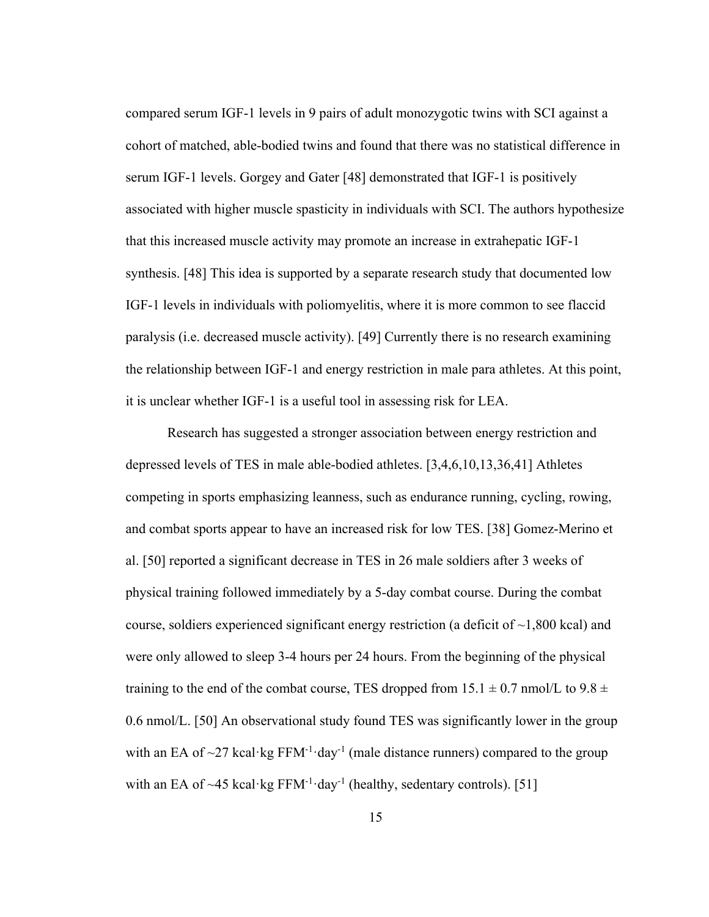compared serum IGF-1 levels in 9 pairs of adult monozygotic twins with SCI against a cohort of matched, able-bodied twins and found that there was no statistical difference in serum IGF-1 levels. Gorgey and Gater [48] demonstrated that IGF-1 is positively associated with higher muscle spasticity in individuals with SCI. The authors hypothesize that this increased muscle activity may promote an increase in extrahepatic IGF-1 synthesis. [48] This idea is supported by a separate research study that documented low IGF-1 levels in individuals with poliomyelitis, where it is more common to see flaccid paralysis (i.e. decreased muscle activity). [49] Currently there is no research examining the relationship between IGF-1 and energy restriction in male para athletes. At this point, it is unclear whether IGF-1 is a useful tool in assessing risk for LEA.

Research has suggested a stronger association between energy restriction and depressed levels of TES in male able-bodied athletes. [3,4,6,10,13,36,41] Athletes competing in sports emphasizing leanness, such as endurance running, cycling, rowing, and combat sports appear to have an increased risk for low TES. [38] Gomez-Merino et al. [50] reported a significant decrease in TES in 26 male soldiers after 3 weeks of physical training followed immediately by a 5-day combat course. During the combat course, soldiers experienced significant energy restriction (a deficit of ~1,800 kcal) and were only allowed to sleep 3-4 hours per 24 hours. From the beginning of the physical training to the end of the combat course, TES dropped from $15.1 \pm 0.7$ nmol/L to $9.8 \pm 0.6$ nmol/L. [50] An observational study found TES was significantly lower in the group with an EA of ~27 kcal·kg $FFM^{-1}$·$day^{-1}$ (male distance runners) compared to the group with an EA of ~45 kcal·kg $FFM^{-1}$·$day^{-1}$ (healthy, sedentary controls). [51]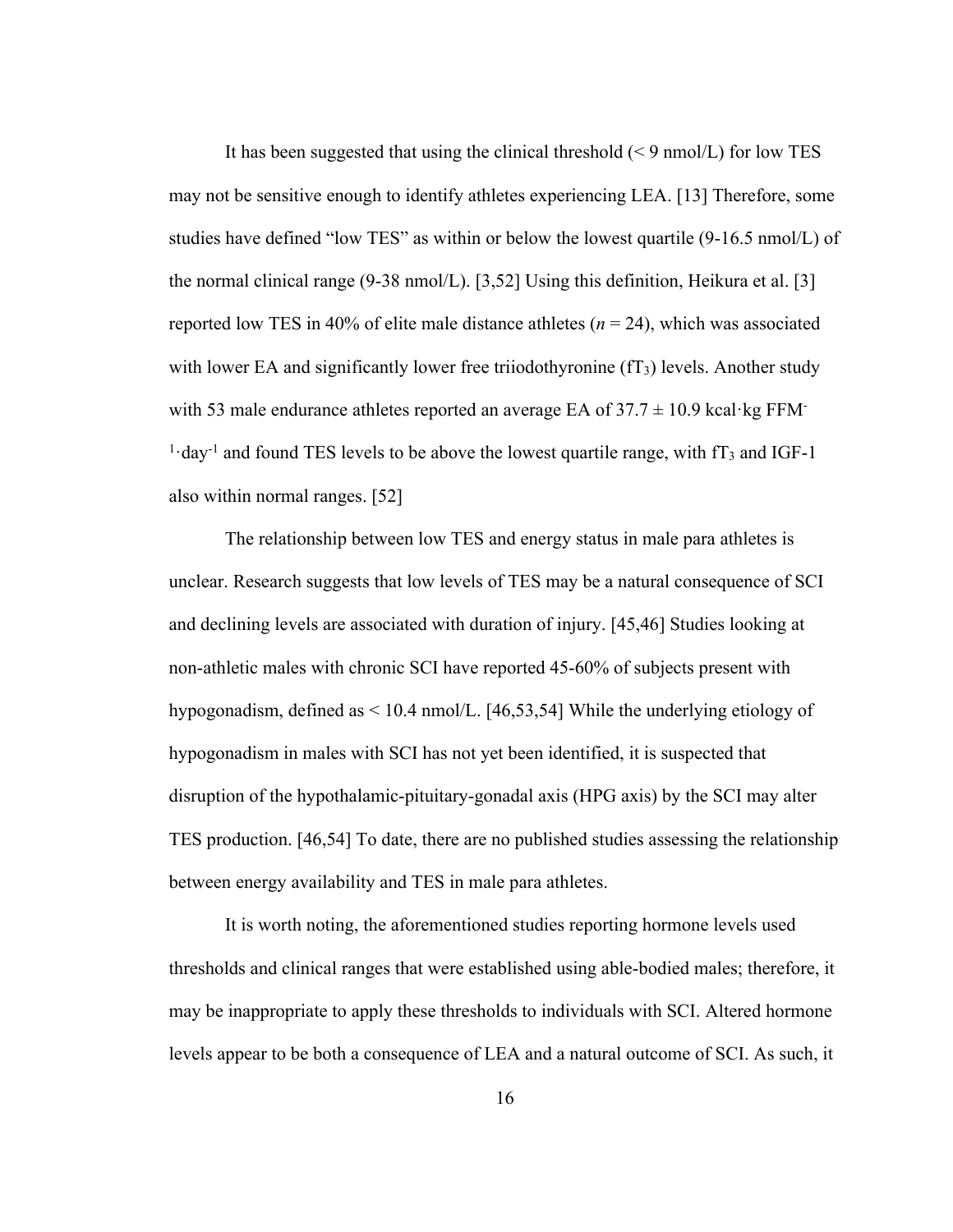It has been suggested that using the clinical threshold (< 9 nmol/L) for low TES may not be sensitive enough to identify athletes experiencing LEA. [13] Therefore, some studies have defined "low TES" as within or below the lowest quartile (9-16.5 nmol/L) of the normal clinical range (9-38 nmol/L). [3,52] Using this definition, Heikura et al. [3] reported low TES in 40% of elite male distance athletes (*n* = 24), which was associated with lower EA and significantly lower free triiodothyronine ($fT_3$) levels. Another study with 53 male endurance athletes reported an average EA of 37.7 ± 10.9 kcal·kg FFM$^{-1}$·day$^{-1}$ and found TES levels to be above the lowest quartile range, with $fT_3$ and IGF-1 also within normal ranges. [52]

The relationship between low TES and energy status in male para athletes is unclear. Research suggests that low levels of TES may be a natural consequence of SCI and declining levels are associated with duration of injury. [45,46] Studies looking at non-athletic males with chronic SCI have reported 45-60% of subjects present with hypogonadism, defined as < 10.4 nmol/L. [46,53,54] While the underlying etiology of hypogonadism in males with SCI has not yet been identified, it is suspected that disruption of the hypothalamic-pituitary-gonadal axis (HPG axis) by the SCI may alter TES production. [46,54] To date, there are no published studies assessing the relationship between energy availability and TES in male para athletes.

It is worth noting, the aforementioned studies reporting hormone levels used thresholds and clinical ranges that were established using able-bodied males; therefore, it may be inappropriate to apply these thresholds to individuals with SCI. Altered hormone levels appear to be both a consequence of LEA and a natural outcome of SCI. As such, it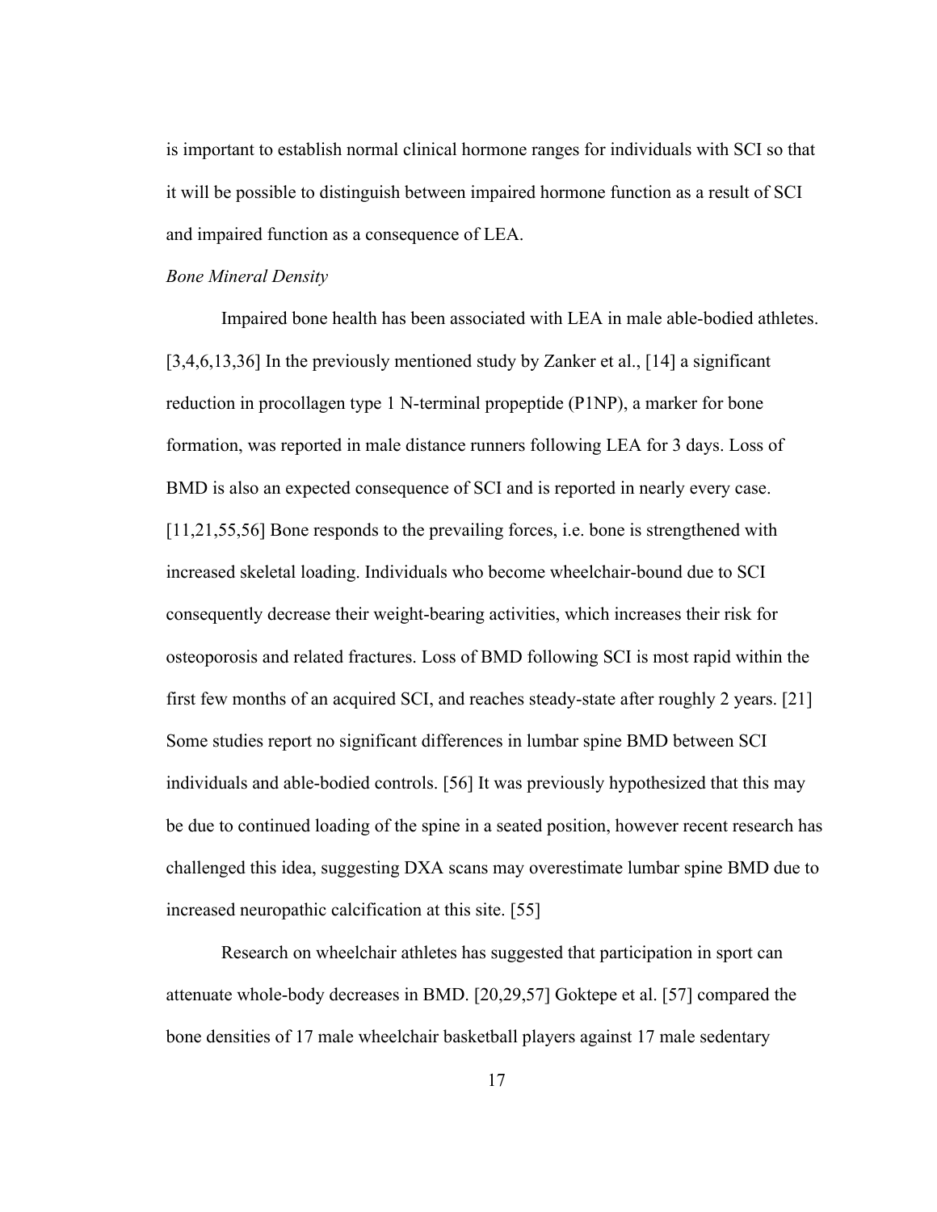is important to establish normal clinical hormone ranges for individuals with SCI so that it will be possible to distinguish between impaired hormone function as a result of SCI and impaired function as a consequence of LEA.

*Bone Mineral Density*

Impaired bone health has been associated with LEA in male able-bodied athletes. [3,4,6,13,36] In the previously mentioned study by Zanker et al., [14] a significant reduction in procollagen type 1 N-terminal propeptide (P1NP), a marker for bone formation, was reported in male distance runners following LEA for 3 days. Loss of BMD is also an expected consequence of SCI and is reported in nearly every case. [11,21,55,56] Bone responds to the prevailing forces, i.e. bone is strengthened with increased skeletal loading. Individuals who become wheelchair-bound due to SCI consequently decrease their weight-bearing activities, which increases their risk for osteoporosis and related fractures. Loss of BMD following SCI is most rapid within the first few months of an acquired SCI, and reaches steady-state after roughly 2 years. [21] Some studies report no significant differences in lumbar spine BMD between SCI individuals and able-bodied controls. [56] It was previously hypothesized that this may be due to continued loading of the spine in a seated position, however recent research has challenged this idea, suggesting DXA scans may overestimate lumbar spine BMD due to increased neuropathic calcification at this site. [55]

Research on wheelchair athletes has suggested that participation in sport can attenuate whole-body decreases in BMD. [20,29,57] Goktepe et al. [57] compared the bone densities of 17 male wheelchair basketball players against 17 male sedentary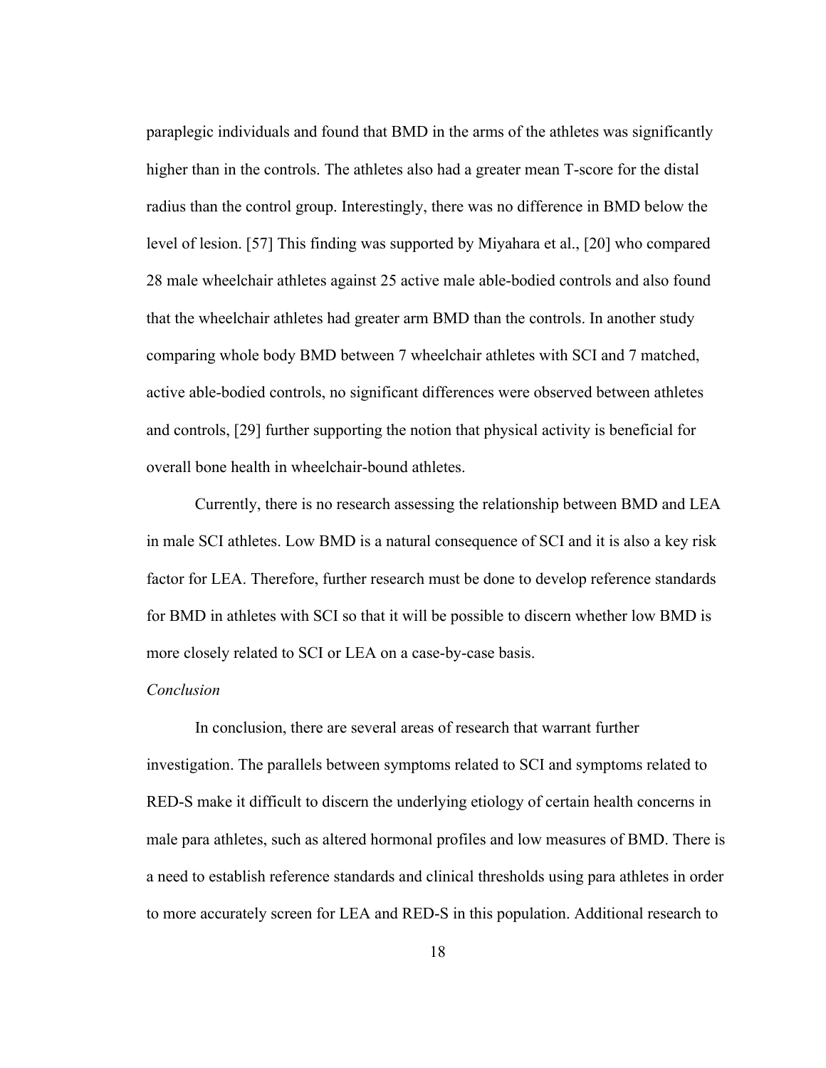paraplegic individuals and found that BMD in the arms of the athletes was significantly higher than in the controls. The athletes also had a greater mean T-score for the distal radius than the control group. Interestingly, there was no difference in BMD below the level of lesion. [57] This finding was supported by Miyahara et al., [20] who compared 28 male wheelchair athletes against 25 active male able-bodied controls and also found that the wheelchair athletes had greater arm BMD than the controls. In another study comparing whole body BMD between 7 wheelchair athletes with SCI and 7 matched, active able-bodied controls, no significant differences were observed between athletes and controls, [29] further supporting the notion that physical activity is beneficial for overall bone health in wheelchair-bound athletes.

Currently, there is no research assessing the relationship between BMD and LEA in male SCI athletes. Low BMD is a natural consequence of SCI and it is also a key risk factor for LEA. Therefore, further research must be done to develop reference standards for BMD in athletes with SCI so that it will be possible to discern whether low BMD is more closely related to SCI or LEA on a case-by-case basis.

*Conclusion*

In conclusion, there are several areas of research that warrant further investigation. The parallels between symptoms related to SCI and symptoms related to RED-S make it difficult to discern the underlying etiology of certain health concerns in male para athletes, such as altered hormonal profiles and low measures of BMD. There is a need to establish reference standards and clinical thresholds using para athletes in order to more accurately screen for LEA and RED-S in this population. Additional research to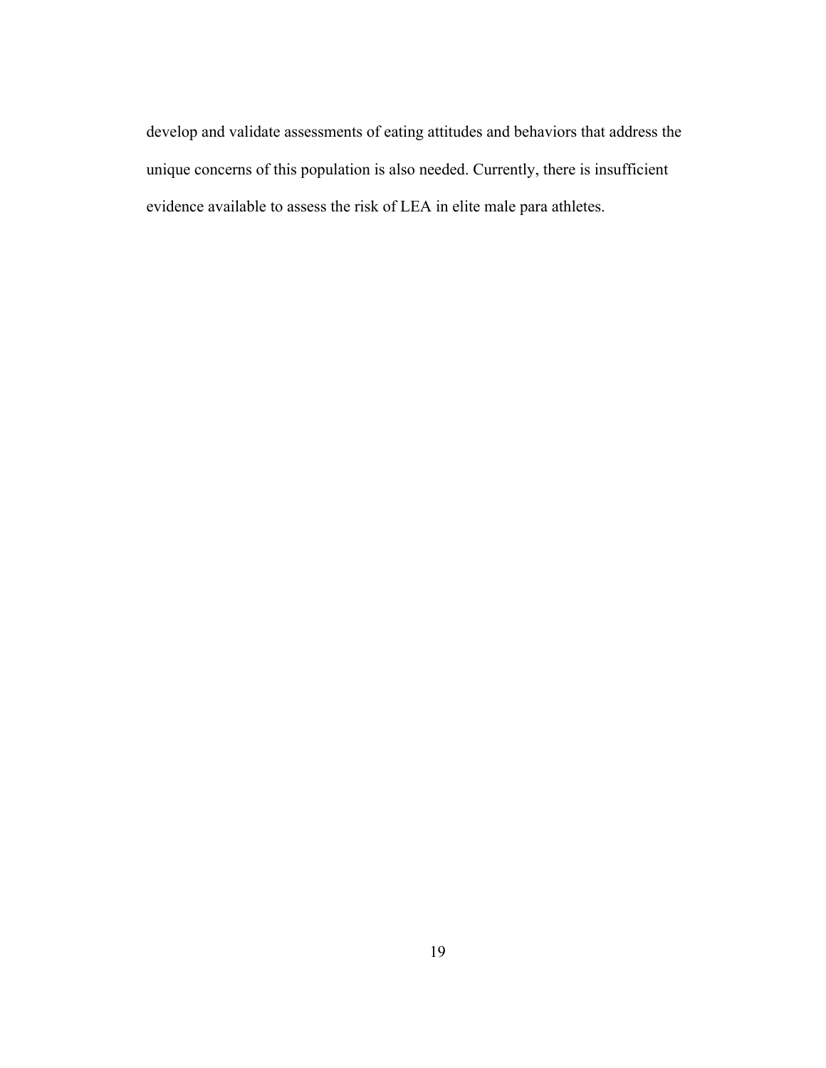develop and validate assessments of eating attitudes and behaviors that address the unique concerns of this population is also needed. Currently, there is insufficient evidence available to assess the risk of LEA in elite male para athletes.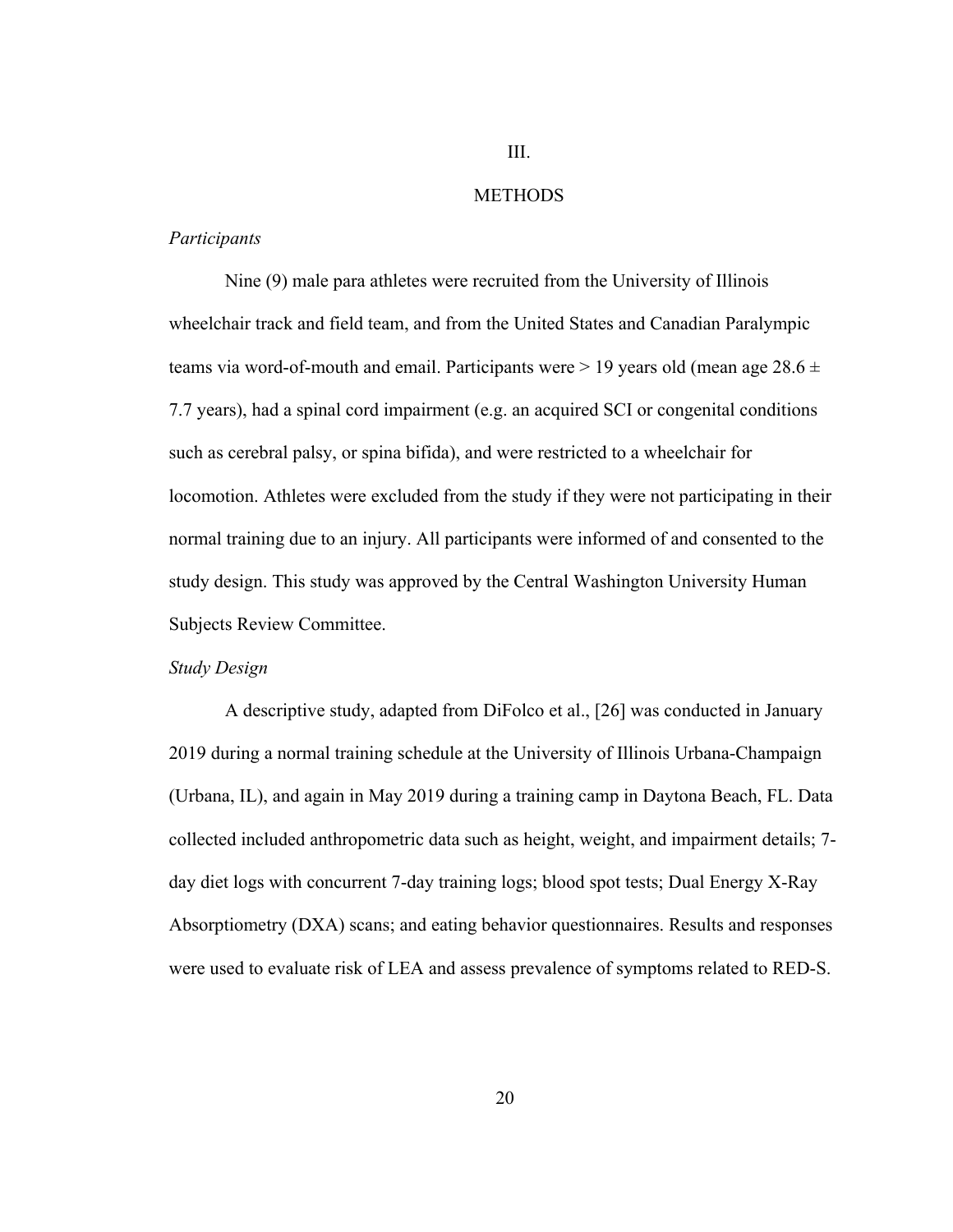# III.

# METHODS

### *Participants*

Nine (9) male para athletes were recruited from the University of Illinois wheelchair track and field team, and from the United States and Canadian Paralympic teams via word-of-mouth and email. Participants were > 19 years old (mean age 28.6 ± 7.7 years), had a spinal cord impairment (e.g. an acquired SCI or congenital conditions such as cerebral palsy, or spina bifida), and were restricted to a wheelchair for locomotion. Athletes were excluded from the study if they were not participating in their normal training due to an injury. All participants were informed of and consented to the study design. This study was approved by the Central Washington University Human Subjects Review Committee.

### *Study Design*

A descriptive study, adapted from DiFolco et al., [26] was conducted in January 2019 during a normal training schedule at the University of Illinois Urbana-Champaign (Urbana, IL), and again in May 2019 during a training camp in Daytona Beach, FL. Data collected included anthropometric data such as height, weight, and impairment details; 7-day diet logs with concurrent 7-day training logs; blood spot tests; Dual Energy X-Ray Absorptiometry (DXA) scans; and eating behavior questionnaires. Results and responses were used to evaluate risk of LEA and assess prevalence of symptoms related to RED-S.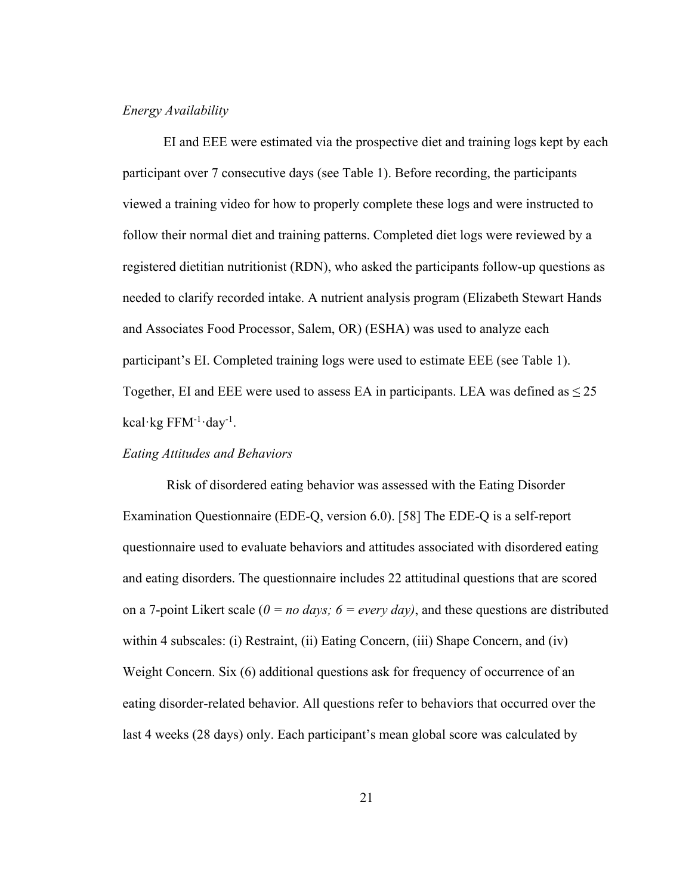*Energy Availability*

EI and EEE were estimated via the prospective diet and training logs kept by each participant over 7 consecutive days (see Table 1). Before recording, the participants viewed a training video for how to properly complete these logs and were instructed to follow their normal diet and training patterns. Completed diet logs were reviewed by a registered dietitian nutritionist (RDN), who asked the participants follow-up questions as needed to clarify recorded intake. A nutrient analysis program (Elizabeth Stewart Hands and Associates Food Processor, Salem, OR) (ESHA) was used to analyze each participant's EI. Completed training logs were used to estimate EEE (see Table 1). Together, EI and EEE were used to assess EA in participants. LEA was defined as ≤ 25 $kcal \cdot kg\ FFM^{-1} \cdot day^{-1}$.

*Eating Attitudes and Behaviors*

Risk of disordered eating behavior was assessed with the Eating Disorder Examination Questionnaire (EDE-Q, version 6.0). [58] The EDE-Q is a self-report questionnaire used to evaluate behaviors and attitudes associated with disordered eating and eating disorders. The questionnaire includes 22 attitudinal questions that are scored on a 7-point Likert scale (*0 = no days; 6 = every day)*, and these questions are distributed within 4 subscales: (i) Restraint, (ii) Eating Concern, (iii) Shape Concern, and (iv) Weight Concern. Six (6) additional questions ask for frequency of occurrence of an eating disorder-related behavior. All questions refer to behaviors that occurred over the last 4 weeks (28 days) only. Each participant's mean global score was calculated by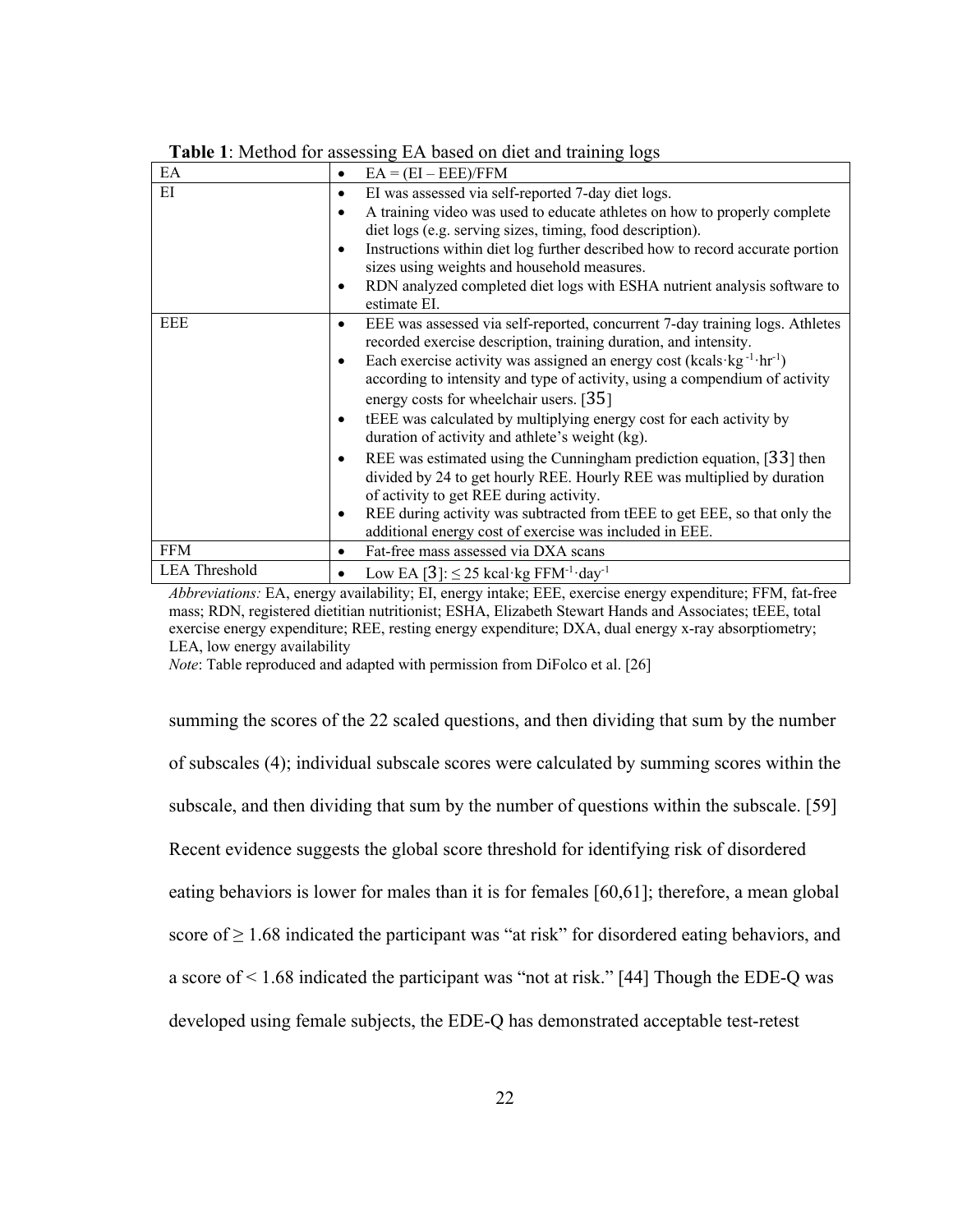**Table 1**: Method for assessing EA based on diet and training logs

| | |
|---|---|
| EA | • EA = (EI – EEE)/FFM |
| EI | • EI was assessed via self-reported 7-day diet logs.<br>• A training video was used to educate athletes on how to properly complete diet logs (e.g. serving sizes, timing, food description).<br>• Instructions within diet log further described how to record accurate portion sizes using weights and household measures.<br>• RDN analyzed completed diet logs with ESHA nutrient analysis software to estimate EI. |
| EEE | • EEE was assessed via self-reported, concurrent 7-day training logs. Athletes recorded exercise description, training duration, and intensity.<br>• Each exercise activity was assigned an energy cost ($kcals \cdot kg^{-1} \cdot hr^{-1}$) according to intensity and type of activity, using a compendium of activity energy costs for wheelchair users. [35]<br>• tEEE was calculated by multiplying energy cost for each activity by duration of activity and athlete's weight (kg).<br>• REE was estimated using the Cunningham prediction equation, [33] then divided by 24 to get hourly REE. Hourly REE was multiplied by duration of activity to get REE during activity.<br>• REE during activity was subtracted from tEEE to get EEE, so that only the additional energy cost of exercise was included in EEE. |
| FFM | • Fat-free mass assessed via DXA scans |
| LEA Threshold | • Low EA [3]: $\leq 25$ $kcal \cdot kg\ FFM^{-1} \cdot day^{-1}$ |

*Abbreviations:* EA, energy availability; EI, energy intake; EEE, exercise energy expenditure; FFM, fat-free mass; RDN, registered dietitian nutritionist; ESHA, Elizabeth Stewart Hands and Associates; tEEE, total exercise energy expenditure; REE, resting energy expenditure; DXA, dual energy x-ray absorptiometry; LEA, low energy availability

*Note*: Table reproduced and adapted with permission from DiFolco et al. [26]

summing the scores of the 22 scaled questions, and then dividing that sum by the number of subscales (4); individual subscale scores were calculated by summing scores within the subscale, and then dividing that sum by the number of questions within the subscale. [59] Recent evidence suggests the global score threshold for identifying risk of disordered eating behaviors is lower for males than it is for females [60,61]; therefore, a mean global score of ≥ 1.68 indicated the participant was "at risk" for disordered eating behaviors, and a score of < 1.68 indicated the participant was "not at risk." [44] Though the EDE-Q was developed using female subjects, the EDE-Q has demonstrated acceptable test-retest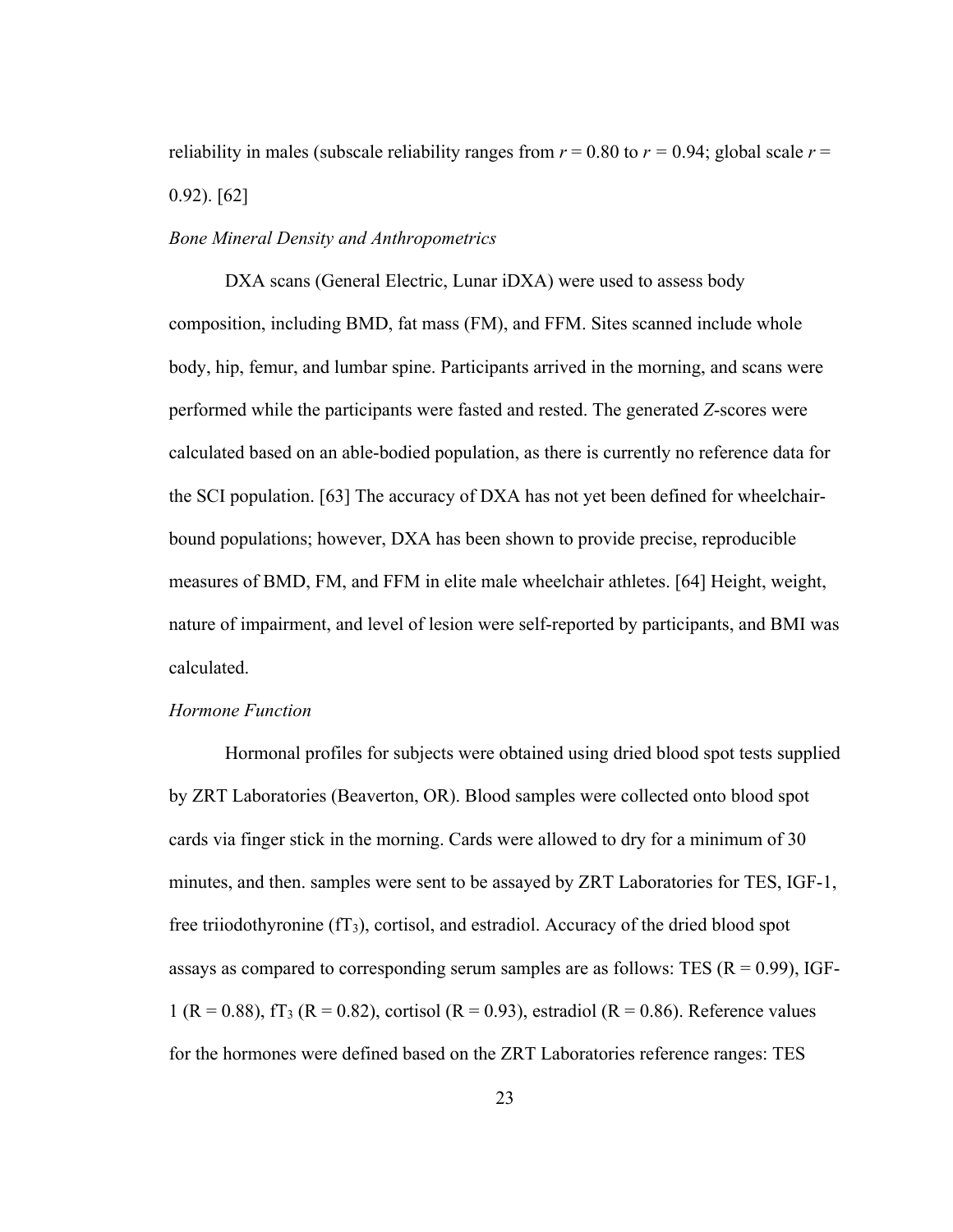reliability in males (subscale reliability ranges from $r = 0.80$ to $r = 0.94$; global scale $r = 0.92$). [62]

*Bone Mineral Density and Anthropometrics*

DXA scans (General Electric, Lunar iDXA) were used to assess body composition, including BMD, fat mass (FM), and FFM. Sites scanned include whole body, hip, femur, and lumbar spine. Participants arrived in the morning, and scans were performed while the participants were fasted and rested. The generated *Z*-scores were calculated based on an able-bodied population, as there is currently no reference data for the SCI population. [63] The accuracy of DXA has not yet been defined for wheelchair-bound populations; however, DXA has been shown to provide precise, reproducible measures of BMD, FM, and FFM in elite male wheelchair athletes. [64] Height, weight, nature of impairment, and level of lesion were self-reported by participants, and BMI was calculated.

*Hormone Function*

Hormonal profiles for subjects were obtained using dried blood spot tests supplied by ZRT Laboratories (Beaverton, OR). Blood samples were collected onto blood spot cards via finger stick in the morning. Cards were allowed to dry for a minimum of 30 minutes, and then. samples were sent to be assayed by ZRT Laboratories for TES, IGF-1, free triiodothyronine ($fT_3$), cortisol, and estradiol. Accuracy of the dried blood spot assays as compared to corresponding serum samples are as follows: TES ($R = 0.99$), IGF-1 ($R = 0.88$), $fT_3$ ($R = 0.82$), cortisol ($R = 0.93$), estradiol ($R = 0.86$). Reference values for the hormones were defined based on the ZRT Laboratories reference ranges: TES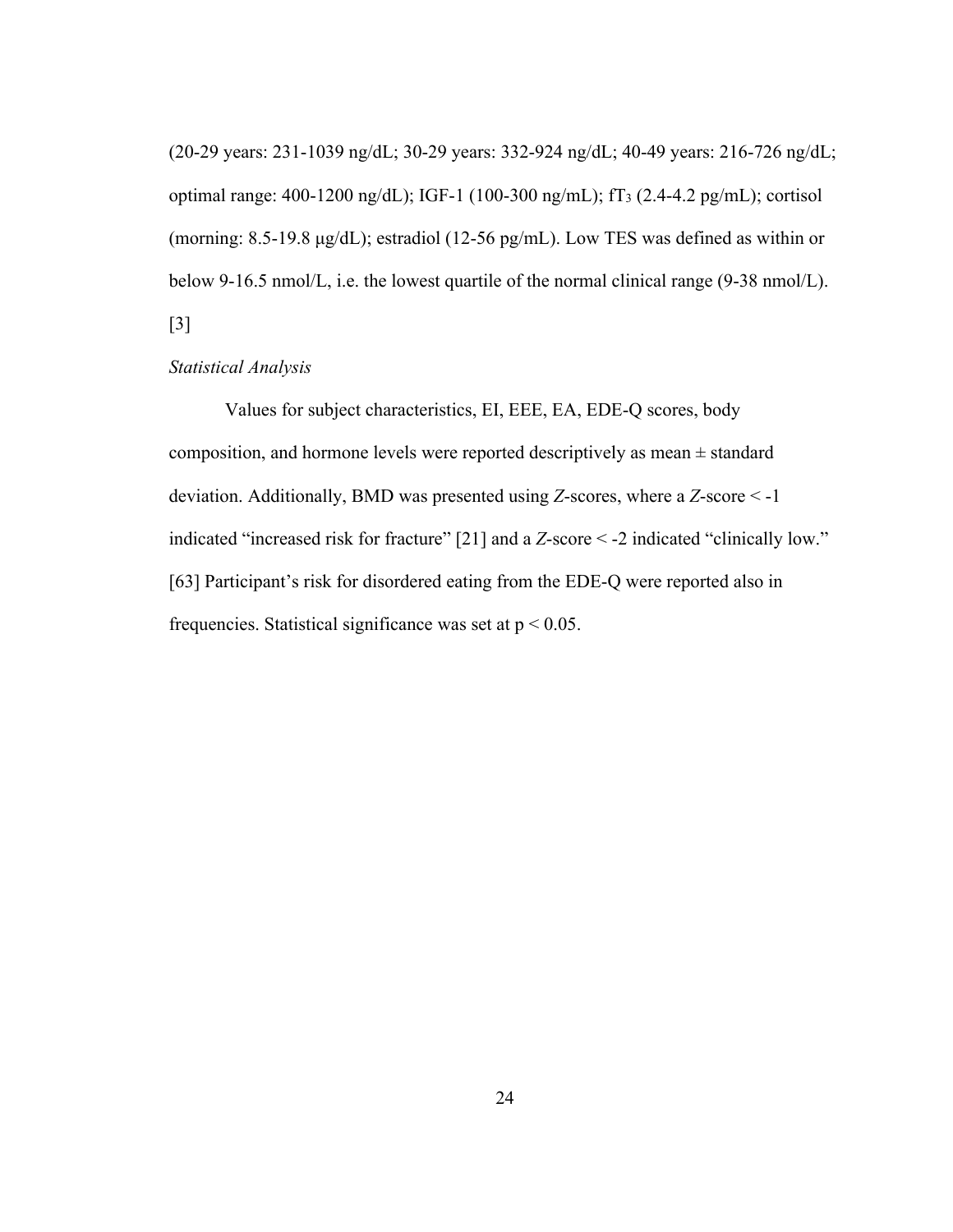(20-29 years: 231-1039 ng/dL; 30-29 years: 332-924 ng/dL; 40-49 years: 216-726 ng/dL; optimal range: 400-1200 ng/dL); IGF-1 (100-300 ng/mL); $fT_3$ (2.4-4.2 pg/mL); cortisol (morning: 8.5-19.8 μg/dL); estradiol (12-56 pg/mL). Low TES was defined as within or below 9-16.5 nmol/L, i.e. the lowest quartile of the normal clinical range (9-38 nmol/L). [3]

*Statistical Analysis*

Values for subject characteristics, EI, EEE, EA, EDE-Q scores, body composition, and hormone levels were reported descriptively as mean ± standard deviation. Additionally, BMD was presented using *Z*-scores, where a *Z*-score < -1 indicated "increased risk for fracture" [21] and a *Z*-score < -2 indicated "clinically low." [63] Participant's risk for disordered eating from the EDE-Q were reported also in frequencies. Statistical significance was set at $p < 0.05$.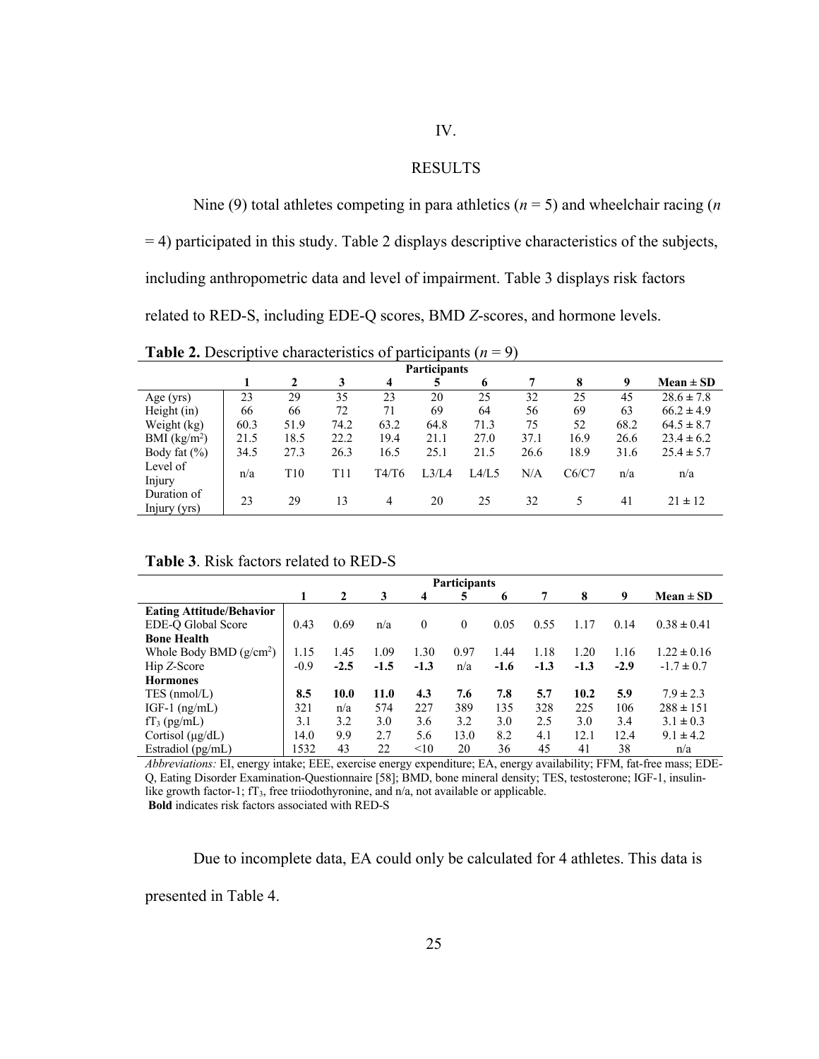# IV.

# RESULTS

Nine (9) total athletes competing in para athletics ($n$ = 5) and wheelchair racing ($n$ = 4) participated in this study. Table 2 displays descriptive characteristics of the subjects, including anthropometric data and level of impairment. Table 3 displays risk factors related to RED-S, including EDE-Q scores, BMD *Z*-scores, and hormone levels.

**Table 2.** Descriptive characteristics of participants ($n$ = 9)

| | Participants | | | | | | | | | |
|---|---|---|---|---|---|---|---|---|---|---|
| | **1** | **2** | **3** | **4** | **5** | **6** | **7** | **8** | **9** | **Mean ± SD** |
| Age (yrs) | 23 | 29 | 35 | 23 | 20 | 25 | 32 | 25 | 45 | 28.6 ± 7.8 |
| Height (in) | 66 | 66 | 72 | 71 | 69 | 64 | 56 | 69 | 63 | 66.2 ± 4.9 |
| Weight (kg) | 60.3 | 51.9 | 74.2 | 63.2 | 64.8 | 71.3 | 75 | 52 | 68.2 | 64.5 ± 8.7 |
| BMI (kg/m$^2$) | 21.5 | 18.5 | 22.2 | 19.4 | 21.1 | 27.0 | 37.1 | 16.9 | 26.6 | 23.4 ± 6.2 |
| Body fat (%) | 34.5 | 27.3 | 26.3 | 16.5 | 25.1 | 21.5 | 26.6 | 18.9 | 31.6 | 25.4 ± 5.7 |
| Level of Injury | n/a | T10 | T11 | T4/T6 | L3/L4 | L4/L5 | N/A | C6/C7 | n/a | n/a |
| Duration of Injury (yrs) | 23 | 29 | 13 | 4 | 20 | 25 | 32 | 5 | 41 | 21 ± 12 |

**Table 3**. Risk factors related to RED-S

| | Participants | | | | | | | | | |
|---|---|---|---|---|---|---|---|---|---|---|
| | **1** | **2** | **3** | **4** | **5** | **6** | **7** | **8** | **9** | **Mean ± SD** |
| **Eating Attitude/Behavior** | | | | | | | | | | |
| EDE-Q Global Score | 0.43 | 0.69 | n/a | 0 | 0 | 0.05 | 0.55 | 1.17 | 0.14 | 0.38 ± 0.41 |
| **Bone Health** | | | | | | | | | | |
| Whole Body BMD (g/cm$^2$) | 1.15 | 1.45 | 1.09 | 1.30 | 0.97 | 1.44 | 1.18 | 1.20 | 1.16 | 1.22 ± 0.16 |
| Hip *Z*-Score | -0.9 | **-2.5** | **-1.5** | **-1.3** | n/a | **-1.6** | **-1.3** | **-1.3** | **-2.9** | -1.7 ± 0.7 |
| **Hormones** | | | | | | | | | | |
| TES (nmol/L) | **8.5** | **10.0** | **11.0** | **4.3** | **7.6** | **7.8** | **5.7** | **10.2** | **5.9** | 7.9 ± 2.3 |
| IGF-1 (ng/mL) | 321 | n/a | 574 | 227 | 389 | 135 | 328 | 225 | 106 | 288 ± 151 |
| f$T_3$ (pg/mL) | 3.1 | 3.2 | 3.0 | 3.6 | 3.2 | 3.0 | 2.5 | 3.0 | 3.4 | 3.1 ± 0.3 |
| Cortisol (μg/dL) | 14.0 | 9.9 | 2.7 | 5.6 | 13.0 | 8.2 | 4.1 | 12.1 | 12.4 | 9.1 ± 4.2 |
| Estradiol (pg/mL) | 1532 | 43 | 22 | <10 | 20 | 36 | 45 | 41 | 38 | n/a |

*Abbreviations:* EI, energy intake; EEE, exercise energy expenditure; EA, energy availability; FFM, fat-free mass; EDE-Q, Eating Disorder Examination-Questionnaire [58]; BMD, bone mineral density; TES, testosterone; IGF-1, insulin-like growth factor-1; f$T_3$, free triiodothyronine, and n/a, not available or applicable.
**Bold** indicates risk factors associated with RED-S

Due to incomplete data, EA could only be calculated for 4 athletes. This data is presented in Table 4.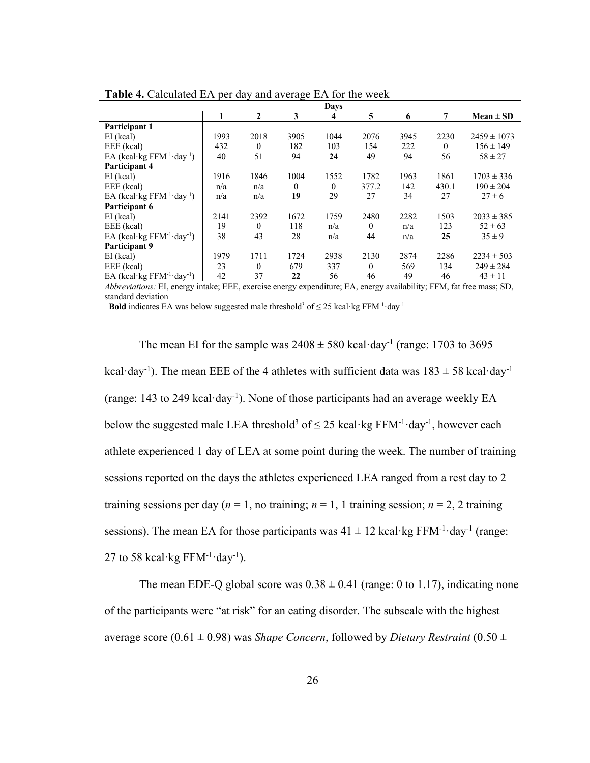**Table 4.** Calculated EA per day and average EA for the week

| | Days | | | | | | | |
|---|---|---|---|---|---|---|---|---|
| | 1 | 2 | 3 | 4 | 5 | 6 | 7 | Mean ± SD |
| **Participant 1** | | | | | | | | |
| EI (kcal) | 1993 | 2018 | 3905 | 1044 | 2076 | 3945 | 2230 | 2459 ± 1073 |
| EEE (kcal) | 432 | 0 | 182 | 103 | 154 | 222 | 0 | 156 ± 149 |
| EA (kcal·kg $FFM^{-1}$·$day^{-1}$) | 40 | 51 | 94 | **24** | 49 | 94 | 56 | 58 ± 27 |
| **Participant 4** | | | | | | | | |
| EI (kcal) | 1916 | 1846 | 1004 | 1552 | 1782 | 1963 | 1861 | 1703 ± 336 |
| EEE (kcal) | n/a | n/a | 0 | 0 | 377.2 | 142 | 430.1 | 190 ± 204 |
| EA (kcal·kg $FFM^{-1}$·$day^{-1}$) | n/a | n/a | **19** | 29 | 27 | 34 | 27 | 27 ± 6 |
| **Participant 6** | | | | | | | | |
| EI (kcal) | 2141 | 2392 | 1672 | 1759 | 2480 | 2282 | 1503 | 2033 ± 385 |
| EEE (kcal) | 19 | 0 | 118 | n/a | 0 | n/a | 123 | 52 ± 63 |
| EA (kcal·kg $FFM^{-1}$·$day^{-1}$) | 38 | 43 | 28 | n/a | 44 | n/a | **25** | 35 ± 9 |
| **Participant 9** | | | | | | | | |
| EI (kcal) | 1979 | 1711 | 1724 | 2938 | 2130 | 2874 | 2286 | 2234 ± 503 |
| EEE (kcal) | 23 | 0 | 679 | 337 | 0 | 569 | 134 | 249 ± 284 |
| EA (kcal·kg $FFM^{-1}$·$day^{-1}$) | 42 | 37 | **22** | 56 | 46 | 49 | 46 | 43 ± 11 |

*Abbreviations:* EI, energy intake; EEE, exercise energy expenditure; EA, energy availability; FFM, fat free mass; SD, standard deviation

**Bold** indicates EA was below suggested male threshold[3] of ≤ 25 kcal·kg $FFM^{-1}$·$day^{-1}$

The mean EI for the sample was 2408 ± 580 kcal·$day^{-1}$ (range: 1703 to 3695 kcal·$day^{-1}$). The mean EEE of the 4 athletes with sufficient data was 183 ± 58 kcal·$day^{-1}$ (range: 143 to 249 kcal·$day^{-1}$). None of those participants had an average weekly EA below the suggested male LEA threshold[3] of ≤ 25 kcal·kg $FFM^{-1}$·$day^{-1}$, however each athlete experienced 1 day of LEA at some point during the week. The number of training sessions reported on the days the athletes experienced LEA ranged from a rest day to 2 training sessions per day (*n* = 1, no training; *n* = 1, 1 training session; *n* = 2, 2 training sessions). The mean EA for those participants was 41 ± 12 kcal·kg $FFM^{-1}$·$day^{-1}$ (range: 27 to 58 kcal·kg $FFM^{-1}$·$day^{-1}$).

The mean EDE-Q global score was 0.38 ± 0.41 (range: 0 to 1.17), indicating none of the participants were "at risk" for an eating disorder. The subscale with the highest average score (0.61 ± 0.98) was *Shape Concern*, followed by *Dietary Restraint* (0.50 ±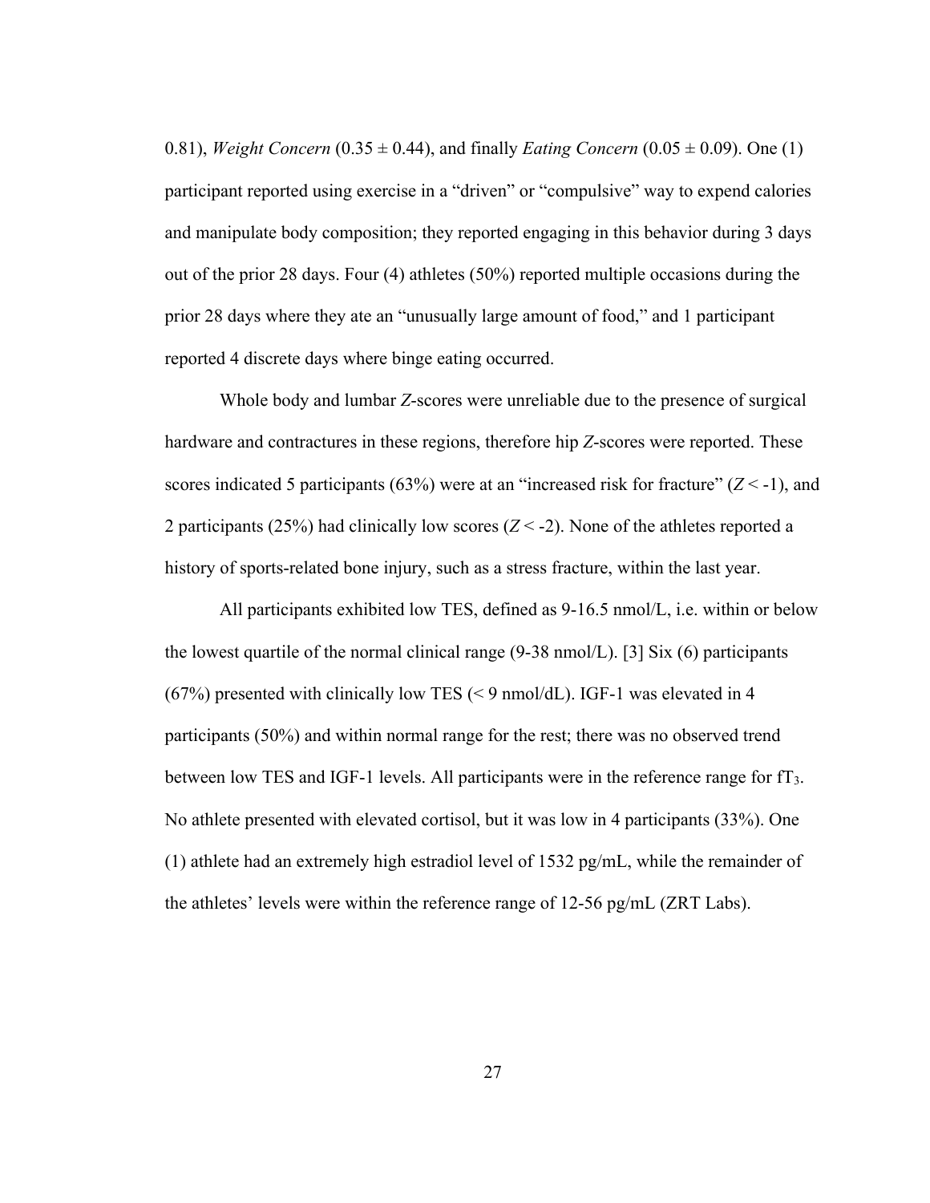0.81), *Weight Concern* (0.35 ± 0.44), and finally *Eating Concern* (0.05 ± 0.09). One (1) participant reported using exercise in a "driven" or "compulsive" way to expend calories and manipulate body composition; they reported engaging in this behavior during 3 days out of the prior 28 days. Four (4) athletes (50%) reported multiple occasions during the prior 28 days where they ate an "unusually large amount of food," and 1 participant reported 4 discrete days where binge eating occurred.

Whole body and lumbar *Z*-scores were unreliable due to the presence of surgical hardware and contractures in these regions, therefore hip *Z*-scores were reported. These scores indicated 5 participants (63%) were at an "increased risk for fracture" ($Z < -1$), and 2 participants (25%) had clinically low scores ($Z < -2$). None of the athletes reported a history of sports-related bone injury, such as a stress fracture, within the last year.

All participants exhibited low TES, defined as 9-16.5 nmol/L, i.e. within or below the lowest quartile of the normal clinical range (9-38 nmol/L). [3] Six (6) participants (67%) presented with clinically low TES (< 9 nmol/dL). IGF-1 was elevated in 4 participants (50%) and within normal range for the rest; there was no observed trend between low TES and IGF-1 levels. All participants were in the reference range for $fT_3$. No athlete presented with elevated cortisol, but it was low in 4 participants (33%). One (1) athlete had an extremely high estradiol level of 1532 pg/mL, while the remainder of the athletes' levels were within the reference range of 12-56 pg/mL (ZRT Labs).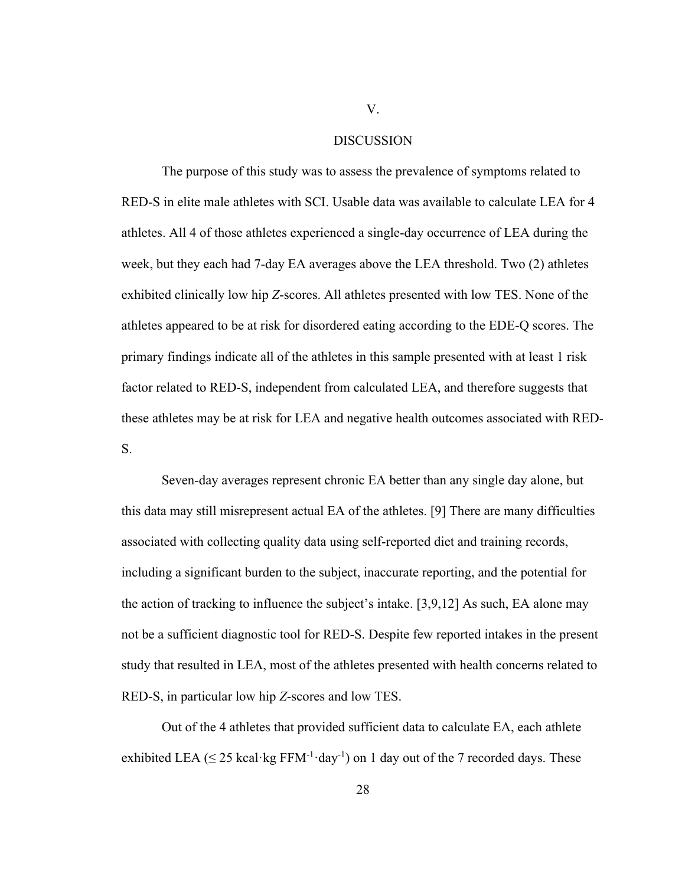# V.

# DISCUSSION

The purpose of this study was to assess the prevalence of symptoms related to RED-S in elite male athletes with SCI. Usable data was available to calculate LEA for 4 athletes. All 4 of those athletes experienced a single-day occurrence of LEA during the week, but they each had 7-day EA averages above the LEA threshold. Two (2) athletes exhibited clinically low hip *Z*-scores. All athletes presented with low TES. None of the athletes appeared to be at risk for disordered eating according to the EDE-Q scores. The primary findings indicate all of the athletes in this sample presented with at least 1 risk factor related to RED-S, independent from calculated LEA, and therefore suggests that these athletes may be at risk for LEA and negative health outcomes associated with RED-S.

Seven-day averages represent chronic EA better than any single day alone, but this data may still misrepresent actual EA of the athletes. [9] There are many difficulties associated with collecting quality data using self-reported diet and training records, including a significant burden to the subject, inaccurate reporting, and the potential for the action of tracking to influence the subject's intake. [3,9,12] As such, EA alone may not be a sufficient diagnostic tool for RED-S. Despite few reported intakes in the present study that resulted in LEA, most of the athletes presented with health concerns related to RED-S, in particular low hip *Z*-scores and low TES.

Out of the 4 athletes that provided sufficient data to calculate EA, each athlete exhibited LEA ($\leq 25$ kcal·kg FFM$^{-1}$·day$^{-1}$) on 1 day out of the 7 recorded days. These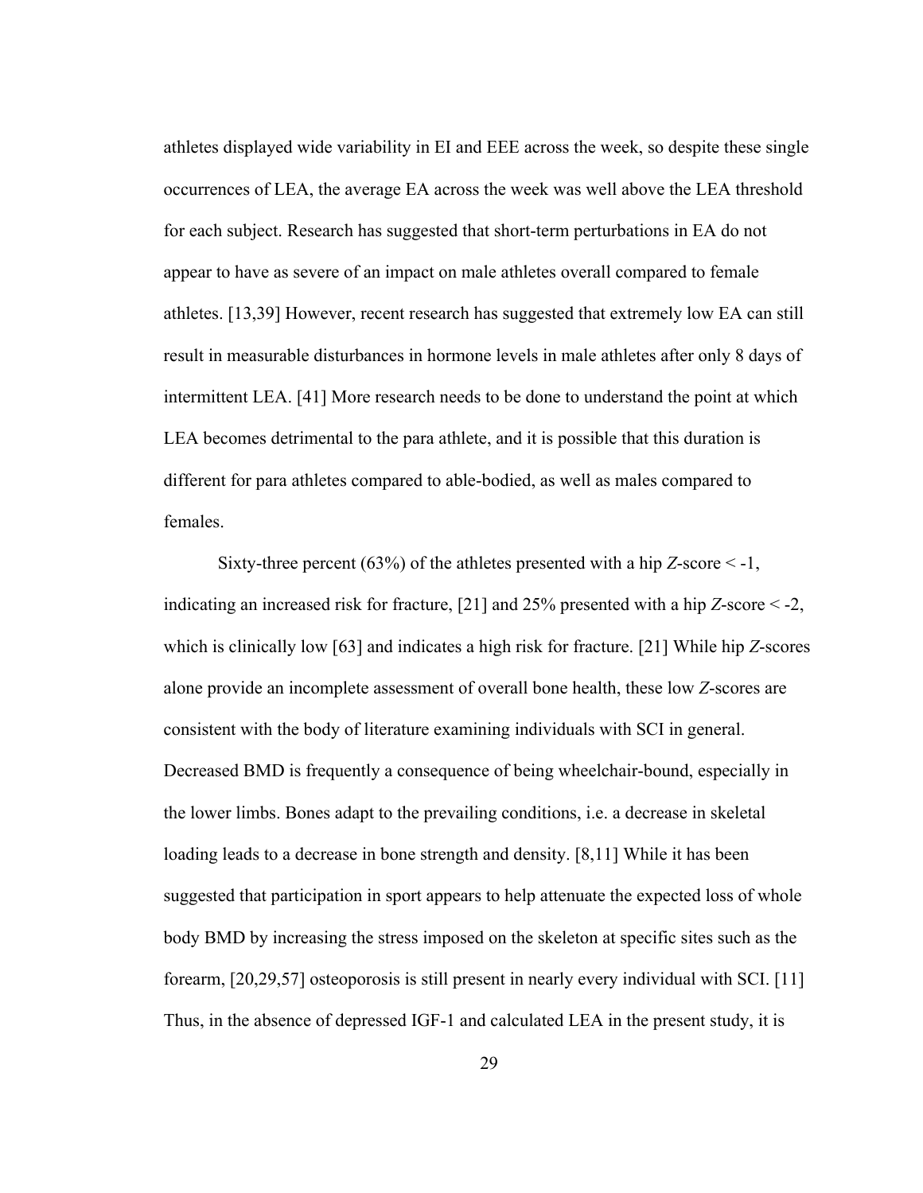athletes displayed wide variability in EI and EEE across the week, so despite these single occurrences of LEA, the average EA across the week was well above the LEA threshold for each subject. Research has suggested that short-term perturbations in EA do not appear to have as severe of an impact on male athletes overall compared to female athletes. [13,39] However, recent research has suggested that extremely low EA can still result in measurable disturbances in hormone levels in male athletes after only 8 days of intermittent LEA. [41] More research needs to be done to understand the point at which LEA becomes detrimental to the para athlete, and it is possible that this duration is different for para athletes compared to able-bodied, as well as males compared to females.

Sixty-three percent (63%) of the athletes presented with a hip *Z*-score < -1, indicating an increased risk for fracture, [21] and 25% presented with a hip *Z*-score < -2, which is clinically low [63] and indicates a high risk for fracture. [21] While hip *Z*-scores alone provide an incomplete assessment of overall bone health, these low *Z*-scores are consistent with the body of literature examining individuals with SCI in general. Decreased BMD is frequently a consequence of being wheelchair-bound, especially in the lower limbs. Bones adapt to the prevailing conditions, i.e. a decrease in skeletal loading leads to a decrease in bone strength and density. [8,11] While it has been suggested that participation in sport appears to help attenuate the expected loss of whole body BMD by increasing the stress imposed on the skeleton at specific sites such as the forearm, [20,29,57] osteoporosis is still present in nearly every individual with SCI. [11] Thus, in the absence of depressed IGF-1 and calculated LEA in the present study, it is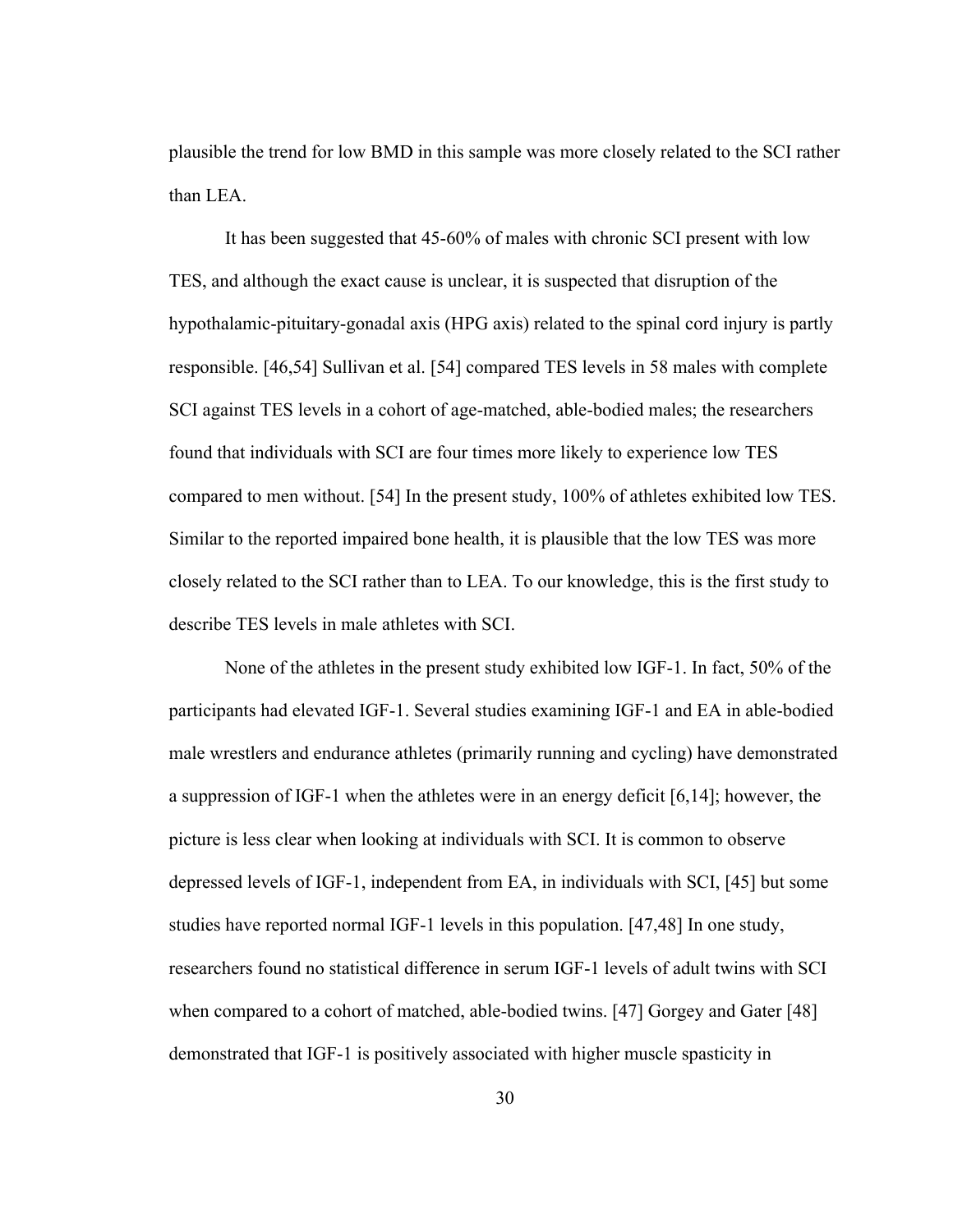plausible the trend for low BMD in this sample was more closely related to the SCI rather than LEA.

It has been suggested that 45-60% of males with chronic SCI present with low TES, and although the exact cause is unclear, it is suspected that disruption of the hypothalamic-pituitary-gonadal axis (HPG axis) related to the spinal cord injury is partly responsible. [46,54] Sullivan et al. [54] compared TES levels in 58 males with complete SCI against TES levels in a cohort of age-matched, able-bodied males; the researchers found that individuals with SCI are four times more likely to experience low TES compared to men without. [54] In the present study, 100% of athletes exhibited low TES. Similar to the reported impaired bone health, it is plausible that the low TES was more closely related to the SCI rather than to LEA. To our knowledge, this is the first study to describe TES levels in male athletes with SCI.

None of the athletes in the present study exhibited low IGF-1. In fact, 50% of the participants had elevated IGF-1. Several studies examining IGF-1 and EA in able-bodied male wrestlers and endurance athletes (primarily running and cycling) have demonstrated a suppression of IGF-1 when the athletes were in an energy deficit [6,14]; however, the picture is less clear when looking at individuals with SCI. It is common to observe depressed levels of IGF-1, independent from EA, in individuals with SCI, [45] but some studies have reported normal IGF-1 levels in this population. [47,48] In one study, researchers found no statistical difference in serum IGF-1 levels of adult twins with SCI when compared to a cohort of matched, able-bodied twins. [47] Gorgey and Gater [48] demonstrated that IGF-1 is positively associated with higher muscle spasticity in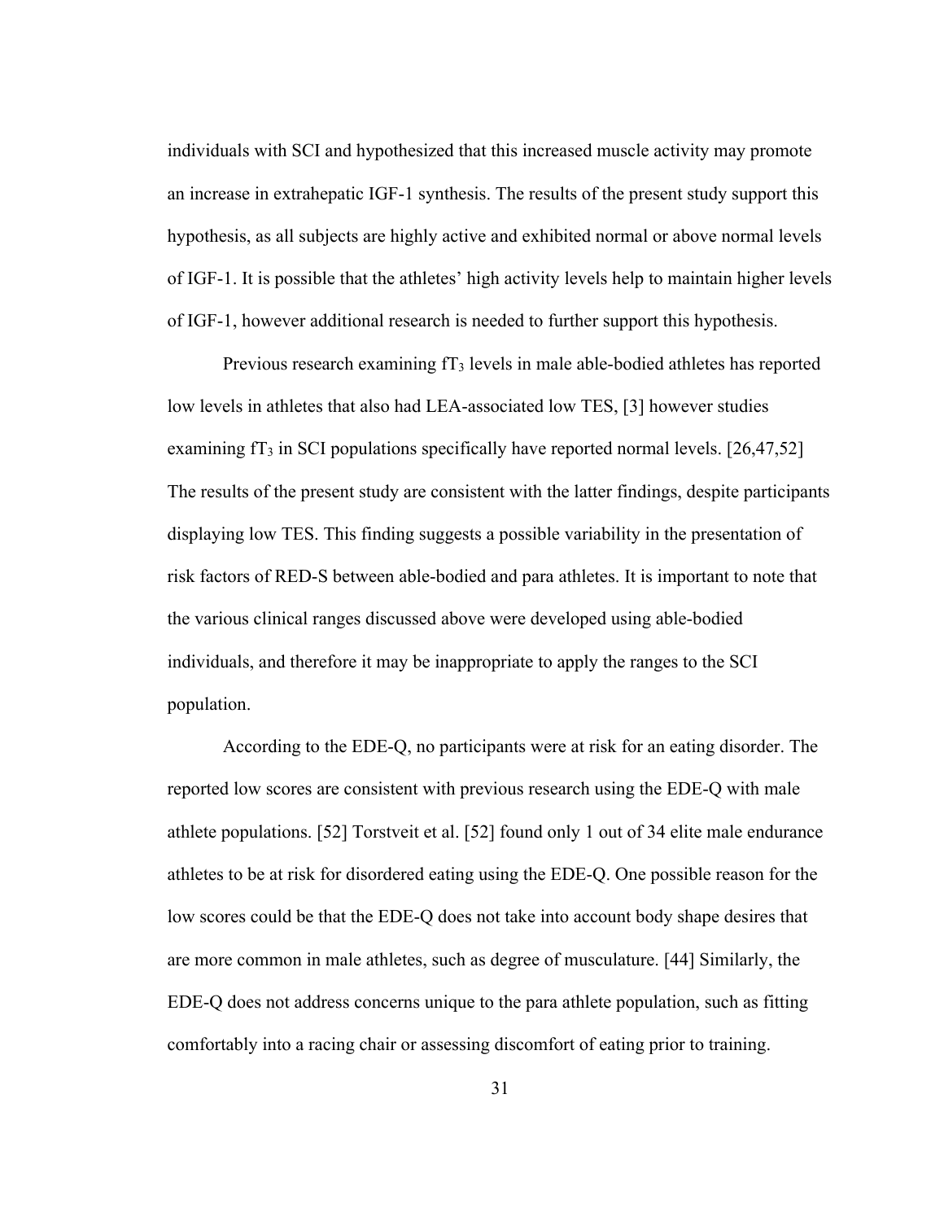individuals with SCI and hypothesized that this increased muscle activity may promote an increase in extrahepatic IGF-1 synthesis. The results of the present study support this hypothesis, as all subjects are highly active and exhibited normal or above normal levels of IGF-1. It is possible that the athletes' high activity levels help to maintain higher levels of IGF-1, however additional research is needed to further support this hypothesis.

Previous research examining $fT_3$ levels in male able-bodied athletes has reported low levels in athletes that also had LEA-associated low TES, [3] however studies examining $fT_3$ in SCI populations specifically have reported normal levels. [26,47,52] The results of the present study are consistent with the latter findings, despite participants displaying low TES. This finding suggests a possible variability in the presentation of risk factors of RED-S between able-bodied and para athletes. It is important to note that the various clinical ranges discussed above were developed using able-bodied individuals, and therefore it may be inappropriate to apply the ranges to the SCI population.

According to the EDE-Q, no participants were at risk for an eating disorder. The reported low scores are consistent with previous research using the EDE-Q with male athlete populations. [52] Torstveit et al. [52] found only 1 out of 34 elite male endurance athletes to be at risk for disordered eating using the EDE-Q. One possible reason for the low scores could be that the EDE-Q does not take into account body shape desires that are more common in male athletes, such as degree of musculature. [44] Similarly, the EDE-Q does not address concerns unique to the para athlete population, such as fitting comfortably into a racing chair or assessing discomfort of eating prior to training.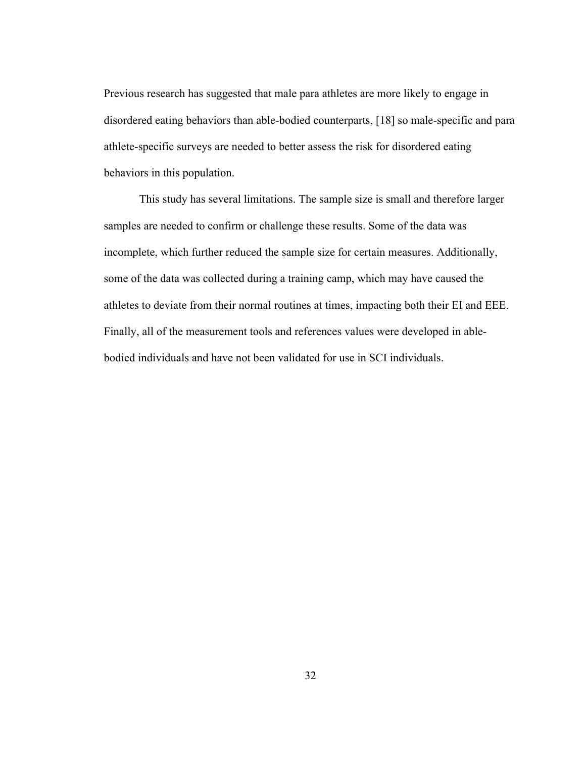Previous research has suggested that male para athletes are more likely to engage in disordered eating behaviors than able-bodied counterparts, [18] so male-specific and para athlete-specific surveys are needed to better assess the risk for disordered eating behaviors in this population.

This study has several limitations. The sample size is small and therefore larger samples are needed to confirm or challenge these results. Some of the data was incomplete, which further reduced the sample size for certain measures. Additionally, some of the data was collected during a training camp, which may have caused the athletes to deviate from their normal routines at times, impacting both their EI and EEE. Finally, all of the measurement tools and references values were developed in able-bodied individuals and have not been validated for use in SCI individuals.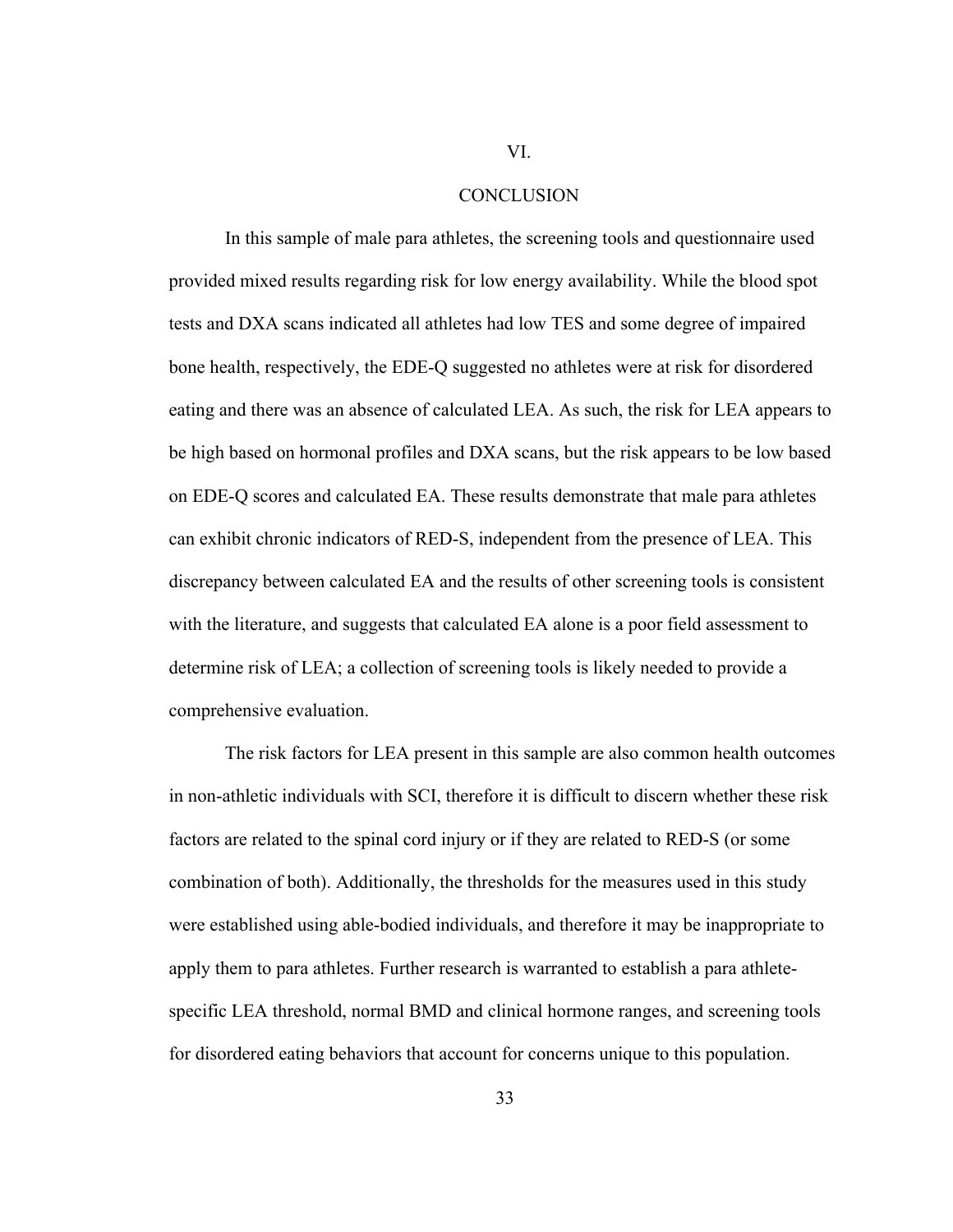# VI.

# CONCLUSION

In this sample of male para athletes, the screening tools and questionnaire used provided mixed results regarding risk for low energy availability. While the blood spot tests and DXA scans indicated all athletes had low TES and some degree of impaired bone health, respectively, the EDE-Q suggested no athletes were at risk for disordered eating and there was an absence of calculated LEA. As such, the risk for LEA appears to be high based on hormonal profiles and DXA scans, but the risk appears to be low based on EDE-Q scores and calculated EA. These results demonstrate that male para athletes can exhibit chronic indicators of RED-S, independent from the presence of LEA. This discrepancy between calculated EA and the results of other screening tools is consistent with the literature, and suggests that calculated EA alone is a poor field assessment to determine risk of LEA; a collection of screening tools is likely needed to provide a comprehensive evaluation.

The risk factors for LEA present in this sample are also common health outcomes in non-athletic individuals with SCI, therefore it is difficult to discern whether these risk factors are related to the spinal cord injury or if they are related to RED-S (or some combination of both). Additionally, the thresholds for the measures used in this study were established using able-bodied individuals, and therefore it may be inappropriate to apply them to para athletes. Further research is warranted to establish a para athlete-specific LEA threshold, normal BMD and clinical hormone ranges, and screening tools for disordered eating behaviors that account for concerns unique to this population.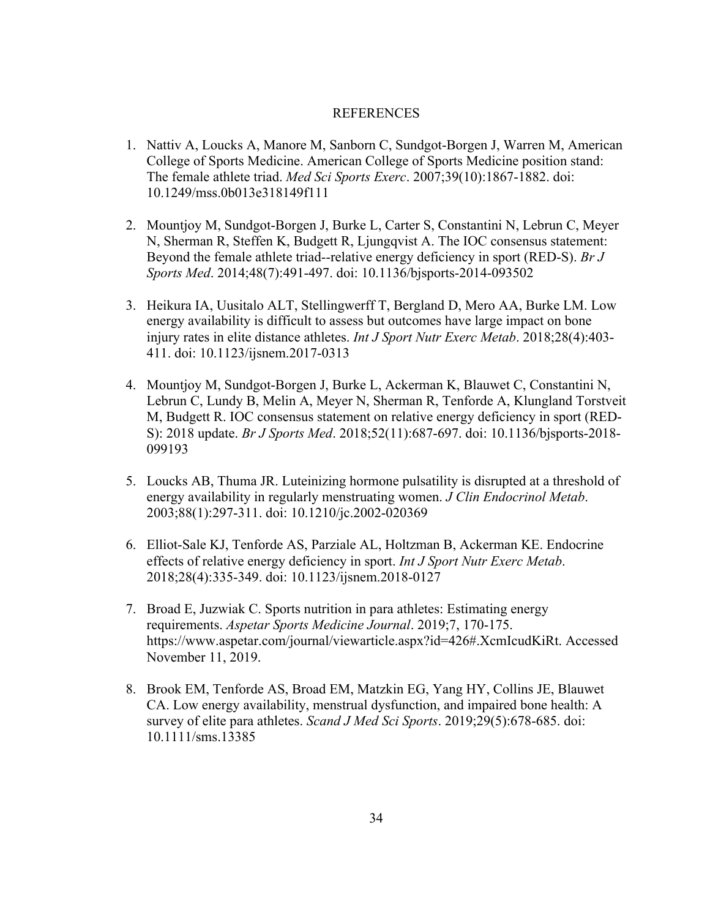# REFERENCES

1. Nattiv A, Loucks A, Manore M, Sanborn C, Sundgot-Borgen J, Warren M, American College of Sports Medicine. American College of Sports Medicine position stand: The female athlete triad. *Med Sci Sports Exerc*. 2007;39(10):1867-1882. doi: 10.1249/mss.0b013e318149f111

2. Mountjoy M, Sundgot-Borgen J, Burke L, Carter S, Constantini N, Lebrun C, Meyer N, Sherman R, Steffen K, Budgett R, Ljungqvist A. The IOC consensus statement: Beyond the female athlete triad--relative energy deficiency in sport (RED-S). *Br J Sports Med*. 2014;48(7):491-497. doi: 10.1136/bjsports-2014-093502

3. Heikura IA, Uusitalo ALT, Stellingwerff T, Bergland D, Mero AA, Burke LM. Low energy availability is difficult to assess but outcomes have large impact on bone injury rates in elite distance athletes. *Int J Sport Nutr Exerc Metab*. 2018;28(4):403-411. doi: 10.1123/ijsnem.2017-0313

4. Mountjoy M, Sundgot-Borgen J, Burke L, Ackerman K, Blauwet C, Constantini N, Lebrun C, Lundy B, Melin A, Meyer N, Sherman R, Tenforde A, Klungland Torstveit M, Budgett R. IOC consensus statement on relative energy deficiency in sport (RED-S): 2018 update. *Br J Sports Med*. 2018;52(11):687-697. doi: 10.1136/bjsports-2018-099193

5. Loucks AB, Thuma JR. Luteinizing hormone pulsatility is disrupted at a threshold of energy availability in regularly menstruating women. *J Clin Endocrinol Metab*. 2003;88(1):297-311. doi: 10.1210/jc.2002-020369

6. Elliot-Sale KJ, Tenforde AS, Parziale AL, Holtzman B, Ackerman KE. Endocrine effects of relative energy deficiency in sport. *Int J Sport Nutr Exerc Metab*. 2018;28(4):335-349. doi: 10.1123/ijsnem.2018-0127

7. Broad E, Juzwiak C. Sports nutrition in para athletes: Estimating energy requirements. *Aspetar Sports Medicine Journal*. 2019;7, 170-175. https://www.aspetar.com/journal/viewarticle.aspx?id=426#.XcmIcudKiRt. Accessed November 11, 2019.

8. Brook EM, Tenforde AS, Broad EM, Matzkin EG, Yang HY, Collins JE, Blauwet CA. Low energy availability, menstrual dysfunction, and impaired bone health: A survey of elite para athletes. *Scand J Med Sci Sports*. 2019;29(5):678-685. doi: 10.1111/sms.13385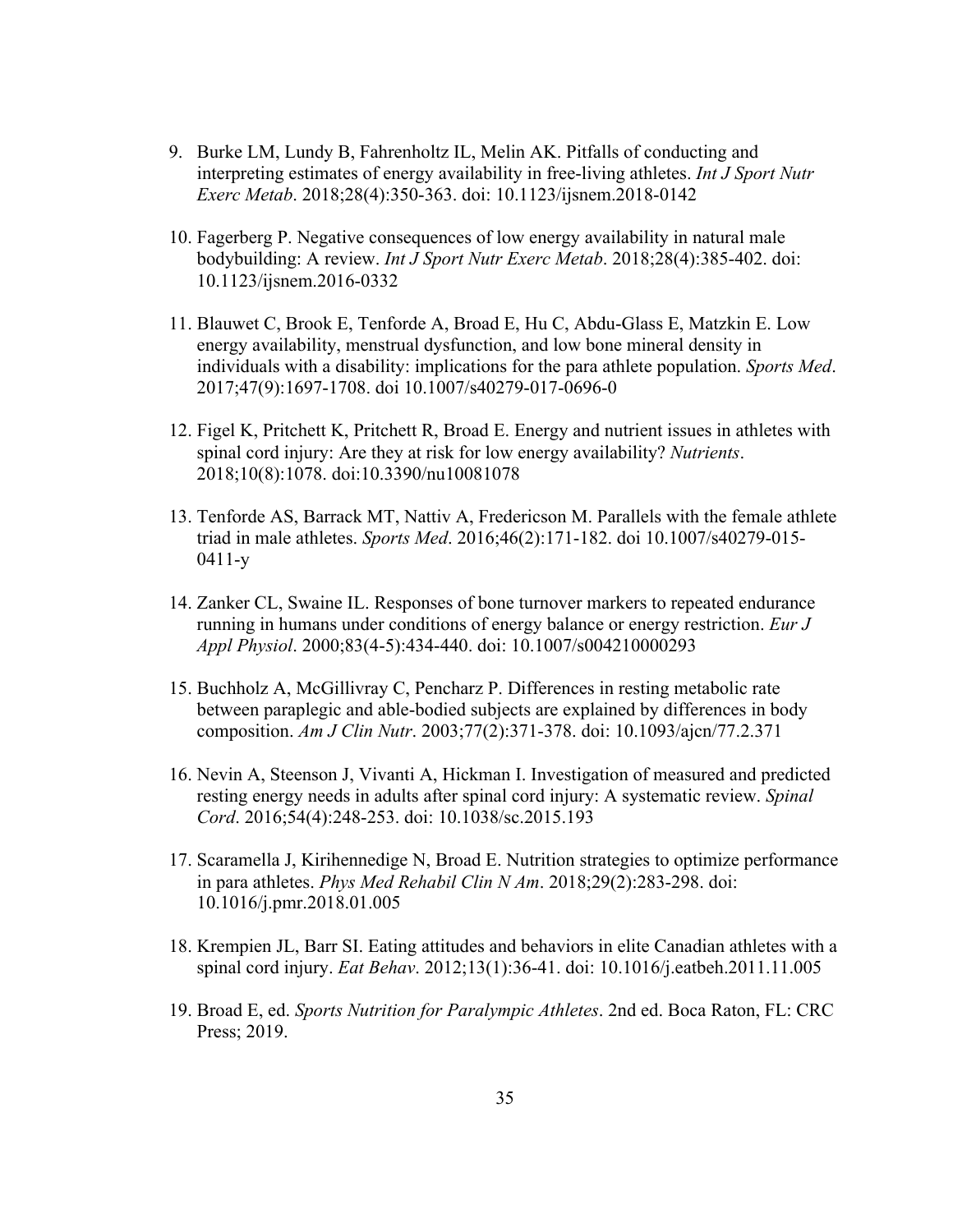9. Burke LM, Lundy B, Fahrenholtz IL, Melin AK. Pitfalls of conducting and interpreting estimates of energy availability in free-living athletes. *Int J Sport Nutr Exerc Metab*. 2018;28(4):350-363. doi: 10.1123/ijsnem.2018-0142

10. Fagerberg P. Negative consequences of low energy availability in natural male bodybuilding: A review. *Int J Sport Nutr Exerc Metab*. 2018;28(4):385-402. doi: 10.1123/ijsnem.2016-0332

11. Blauwet C, Brook E, Tenforde A, Broad E, Hu C, Abdu-Glass E, Matzkin E. Low energy availability, menstrual dysfunction, and low bone mineral density in individuals with a disability: implications for the para athlete population. *Sports Med*. 2017;47(9):1697-1708. doi 10.1007/s40279-017-0696-0

12. Figel K, Pritchett K, Pritchett R, Broad E. Energy and nutrient issues in athletes with spinal cord injury: Are they at risk for low energy availability? *Nutrients*. 2018;10(8):1078. doi:10.3390/nu10081078

13. Tenforde AS, Barrack MT, Nattiv A, Fredericson M. Parallels with the female athlete triad in male athletes. *Sports Med*. 2016;46(2):171-182. doi 10.1007/s40279-015-0411-y

14. Zanker CL, Swaine IL. Responses of bone turnover markers to repeated endurance running in humans under conditions of energy balance or energy restriction. *Eur J Appl Physiol*. 2000;83(4-5):434-440. doi: 10.1007/s004210000293

15. Buchholz A, McGillivray C, Pencharz P. Differences in resting metabolic rate between paraplegic and able-bodied subjects are explained by differences in body composition. *Am J Clin Nutr*. 2003;77(2):371-378. doi: 10.1093/ajcn/77.2.371

16. Nevin A, Steenson J, Vivanti A, Hickman I. Investigation of measured and predicted resting energy needs in adults after spinal cord injury: A systematic review. *Spinal Cord*. 2016;54(4):248-253. doi: 10.1038/sc.2015.193

17. Scaramella J, Kirihennedige N, Broad E. Nutrition strategies to optimize performance in para athletes. *Phys Med Rehabil Clin N Am*. 2018;29(2):283-298. doi: 10.1016/j.pmr.2018.01.005

18. Krempien JL, Barr SI. Eating attitudes and behaviors in elite Canadian athletes with a spinal cord injury. *Eat Behav*. 2012;13(1):36-41. doi: 10.1016/j.eatbeh.2011.11.005

19. Broad E, ed. *Sports Nutrition for Paralympic Athletes*. 2nd ed. Boca Raton, FL: CRC Press; 2019.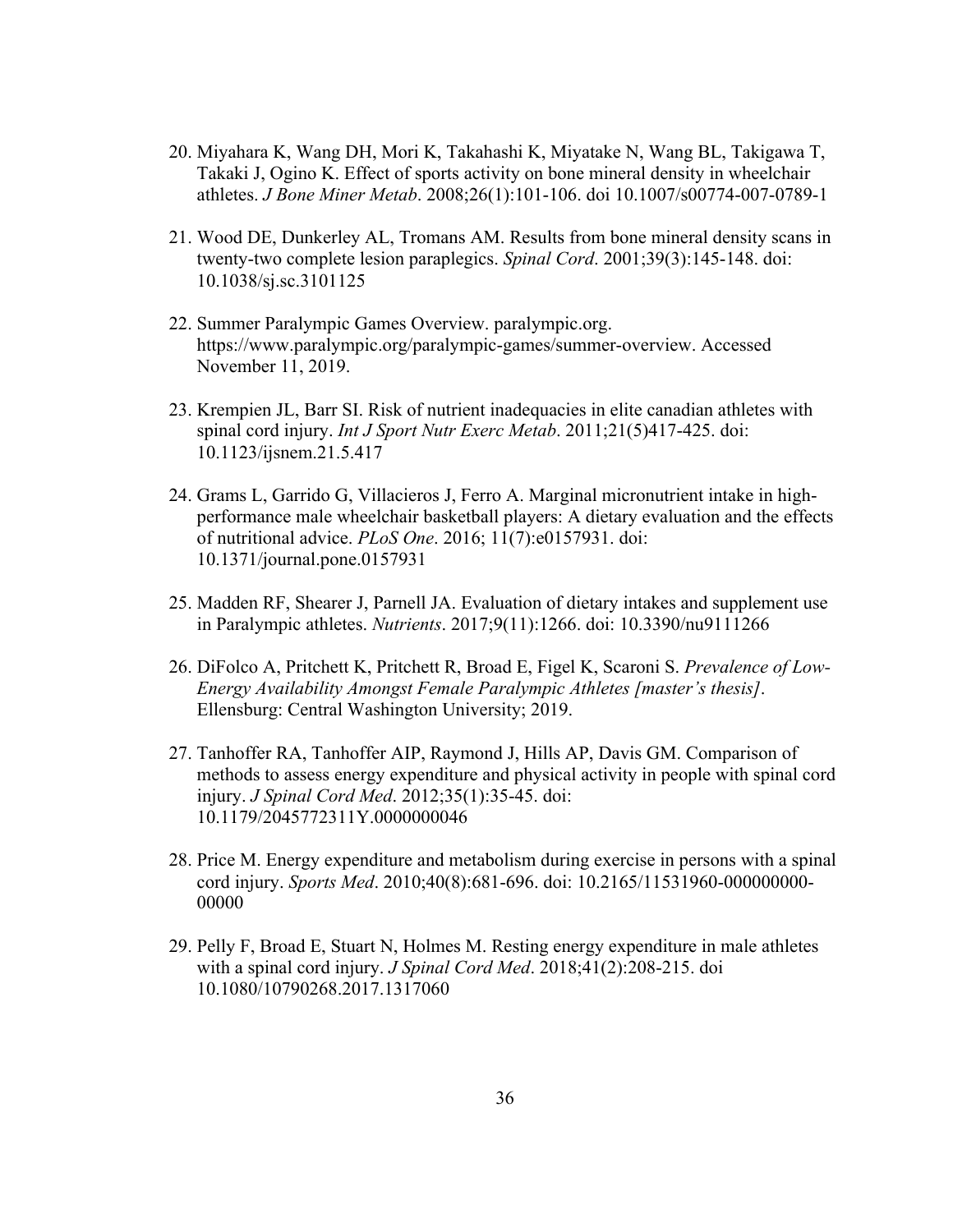20. Miyahara K, Wang DH, Mori K, Takahashi K, Miyatake N, Wang BL, Takigawa T, Takaki J, Ogino K. Effect of sports activity on bone mineral density in wheelchair athletes. *J Bone Miner Metab*. 2008;26(1):101-106. doi 10.1007/s00774-007-0789-1

21. Wood DE, Dunkerley AL, Tromans AM. Results from bone mineral density scans in twenty-two complete lesion paraplegics. *Spinal Cord*. 2001;39(3):145-148. doi: 10.1038/sj.sc.3101125

22. Summer Paralympic Games Overview. paralympic.org. https://www.paralympic.org/paralympic-games/summer-overview. Accessed November 11, 2019.

23. Krempien JL, Barr SI. Risk of nutrient inadequacies in elite canadian athletes with spinal cord injury. *Int J Sport Nutr Exerc Metab*. 2011;21(5)417-425. doi: 10.1123/ijsnem.21.5.417

24. Grams L, Garrido G, Villacieros J, Ferro A. Marginal micronutrient intake in high-performance male wheelchair basketball players: A dietary evaluation and the effects of nutritional advice. *PLoS One*. 2016; 11(7):e0157931. doi: 10.1371/journal.pone.0157931

25. Madden RF, Shearer J, Parnell JA. Evaluation of dietary intakes and supplement use in Paralympic athletes. *Nutrients*. 2017;9(11):1266. doi: 10.3390/nu9111266

26. DiFolco A, Pritchett K, Pritchett R, Broad E, Figel K, Scaroni S. *Prevalence of Low-Energy Availability Amongst Female Paralympic Athletes [master's thesis]*. Ellensburg: Central Washington University; 2019.

27. Tanhoffer RA, Tanhoffer AIP, Raymond J, Hills AP, Davis GM. Comparison of methods to assess energy expenditure and physical activity in people with spinal cord injury. *J Spinal Cord Med*. 2012;35(1):35-45. doi: 10.1179/2045772311Y.0000000046

28. Price M. Energy expenditure and metabolism during exercise in persons with a spinal cord injury. *Sports Med*. 2010;40(8):681-696. doi: 10.2165/11531960-000000000-00000

29. Pelly F, Broad E, Stuart N, Holmes M. Resting energy expenditure in male athletes with a spinal cord injury. *J Spinal Cord Med*. 2018;41(2):208-215. doi 10.1080/10790268.2017.1317060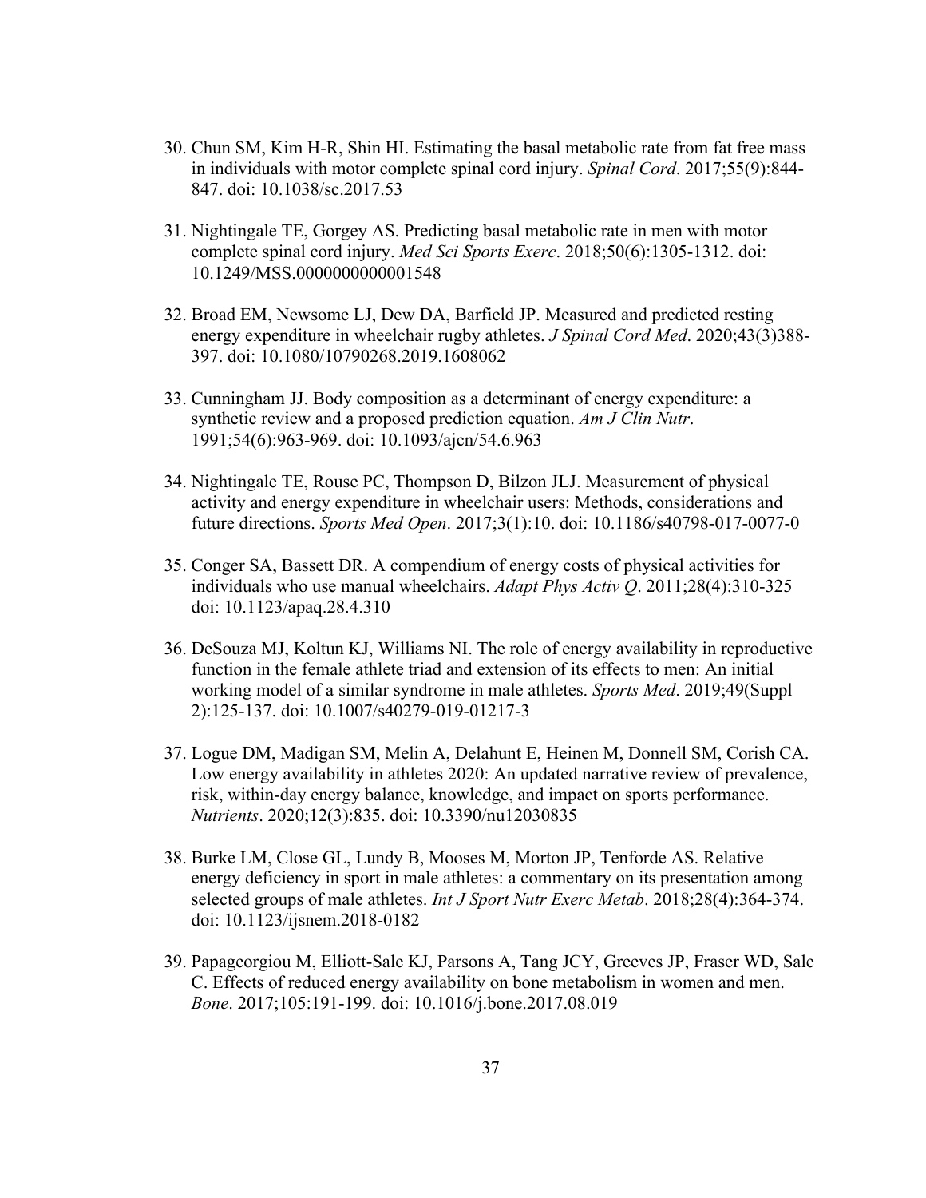30. Chun SM, Kim H-R, Shin HI. Estimating the basal metabolic rate from fat free mass in individuals with motor complete spinal cord injury. *Spinal Cord*. 2017;55(9):844-847. doi: 10.1038/sc.2017.53

31. Nightingale TE, Gorgey AS. Predicting basal metabolic rate in men with motor complete spinal cord injury. *Med Sci Sports Exerc*. 2018;50(6):1305-1312. doi: 10.1249/MSS.0000000000001548

32. Broad EM, Newsome LJ, Dew DA, Barfield JP. Measured and predicted resting energy expenditure in wheelchair rugby athletes. *J Spinal Cord Med*. 2020;43(3)388-397. doi: 10.1080/10790268.2019.1608062

33. Cunningham JJ. Body composition as a determinant of energy expenditure: a synthetic review and a proposed prediction equation. *Am J Clin Nutr*. 1991;54(6):963-969. doi: 10.1093/ajcn/54.6.963

34. Nightingale TE, Rouse PC, Thompson D, Bilzon JLJ. Measurement of physical activity and energy expenditure in wheelchair users: Methods, considerations and future directions. *Sports Med Open*. 2017;3(1):10. doi: 10.1186/s40798-017-0077-0

35. Conger SA, Bassett DR. A compendium of energy costs of physical activities for individuals who use manual wheelchairs. *Adapt Phys Activ Q*. 2011;28(4):310-325 doi: 10.1123/apaq.28.4.310

36. DeSouza MJ, Koltun KJ, Williams NI. The role of energy availability in reproductive function in the female athlete triad and extension of its effects to men: An initial working model of a similar syndrome in male athletes. *Sports Med*. 2019;49(Suppl 2):125-137. doi: 10.1007/s40279-019-01217-3

37. Logue DM, Madigan SM, Melin A, Delahunt E, Heinen M, Donnell SM, Corish CA. Low energy availability in athletes 2020: An updated narrative review of prevalence, risk, within-day energy balance, knowledge, and impact on sports performance. *Nutrients*. 2020;12(3):835. doi: 10.3390/nu12030835

38. Burke LM, Close GL, Lundy B, Mooses M, Morton JP, Tenforde AS. Relative energy deficiency in sport in male athletes: a commentary on its presentation among selected groups of male athletes. *Int J Sport Nutr Exerc Metab*. 2018;28(4):364-374. doi: 10.1123/ijsnem.2018-0182

39. Papageorgiou M, Elliott-Sale KJ, Parsons A, Tang JCY, Greeves JP, Fraser WD, Sale C. Effects of reduced energy availability on bone metabolism in women and men. *Bone*. 2017;105:191-199. doi: 10.1016/j.bone.2017.08.019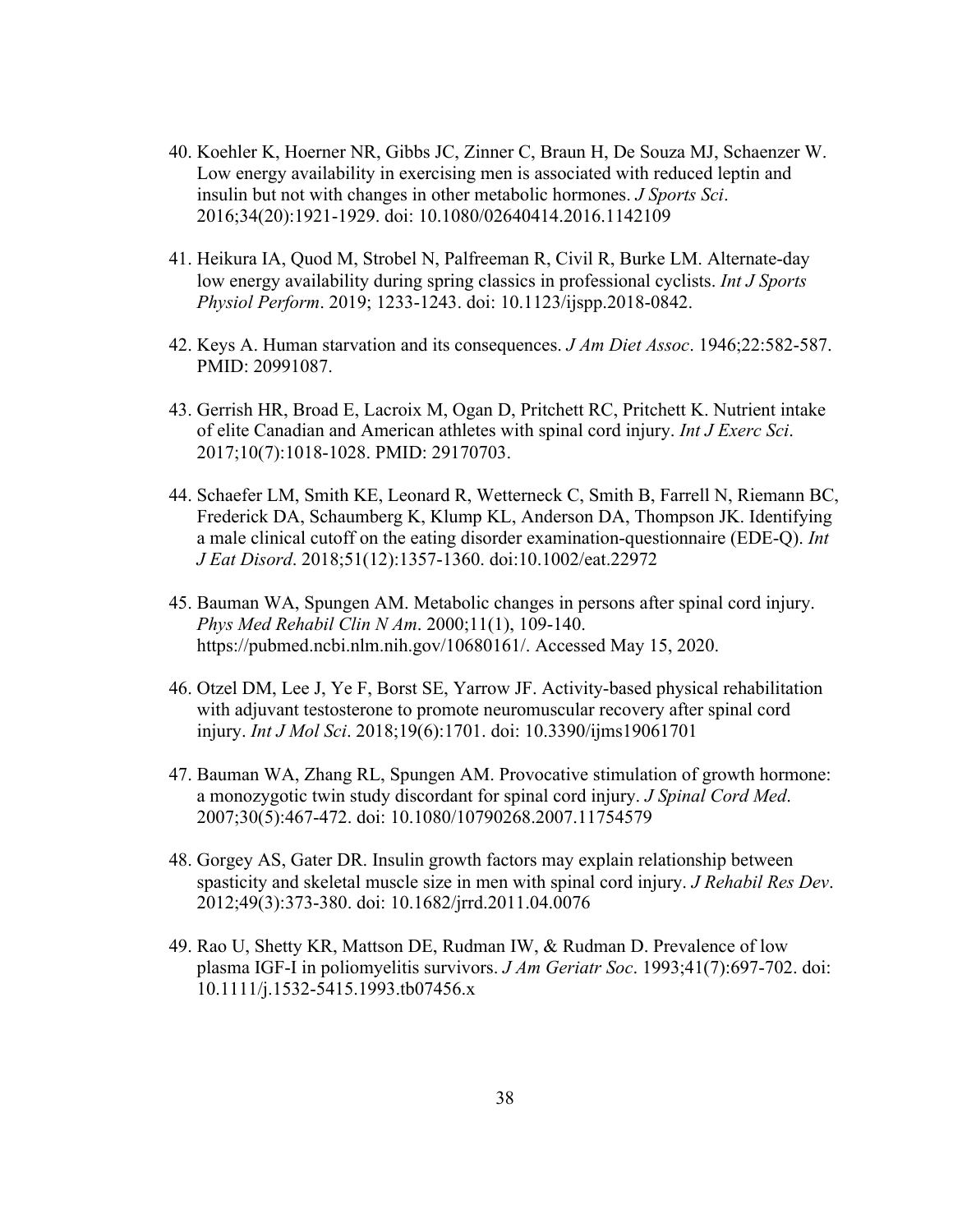40. Koehler K, Hoerner NR, Gibbs JC, Zinner C, Braun H, De Souza MJ, Schaenzer W. Low energy availability in exercising men is associated with reduced leptin and insulin but not with changes in other metabolic hormones. *J Sports Sci*. 2016;34(20):1921-1929. doi: 10.1080/02640414.2016.1142109

41. Heikura IA, Quod M, Strobel N, Palfreeman R, Civil R, Burke LM. Alternate-day low energy availability during spring classics in professional cyclists. *Int J Sports Physiol Perform*. 2019; 1233-1243. doi: 10.1123/ijspp.2018-0842.

42. Keys A. Human starvation and its consequences. *J Am Diet Assoc*. 1946;22:582-587. PMID: 20991087.

43. Gerrish HR, Broad E, Lacroix M, Ogan D, Pritchett RC, Pritchett K. Nutrient intake of elite Canadian and American athletes with spinal cord injury. *Int J Exerc Sci*. 2017;10(7):1018-1028. PMID: 29170703.

44. Schaefer LM, Smith KE, Leonard R, Wetterneck C, Smith B, Farrell N, Riemann BC, Frederick DA, Schaumberg K, Klump KL, Anderson DA, Thompson JK. Identifying a male clinical cutoff on the eating disorder examination-questionnaire (EDE-Q). *Int J Eat Disord*. 2018;51(12):1357-1360. doi:10.1002/eat.22972

45. Bauman WA, Spungen AM. Metabolic changes in persons after spinal cord injury. *Phys Med Rehabil Clin N Am*. 2000;11(1), 109-140. https://pubmed.ncbi.nlm.nih.gov/10680161/. Accessed May 15, 2020.

46. Otzel DM, Lee J, Ye F, Borst SE, Yarrow JF. Activity-based physical rehabilitation with adjuvant testosterone to promote neuromuscular recovery after spinal cord injury. *Int J Mol Sci*. 2018;19(6):1701. doi: 10.3390/ijms19061701

47. Bauman WA, Zhang RL, Spungen AM. Provocative stimulation of growth hormone: a monozygotic twin study discordant for spinal cord injury. *J Spinal Cord Med*. 2007;30(5):467-472. doi: 10.1080/10790268.2007.11754579

48. Gorgey AS, Gater DR. Insulin growth factors may explain relationship between spasticity and skeletal muscle size in men with spinal cord injury. *J Rehabil Res Dev*. 2012;49(3):373-380. doi: 10.1682/jrrd.2011.04.0076

49. Rao U, Shetty KR, Mattson DE, Rudman IW, & Rudman D. Prevalence of low plasma IGF-I in poliomyelitis survivors. *J Am Geriatr Soc*. 1993;41(7):697-702. doi: 10.1111/j.1532-5415.1993.tb07456.x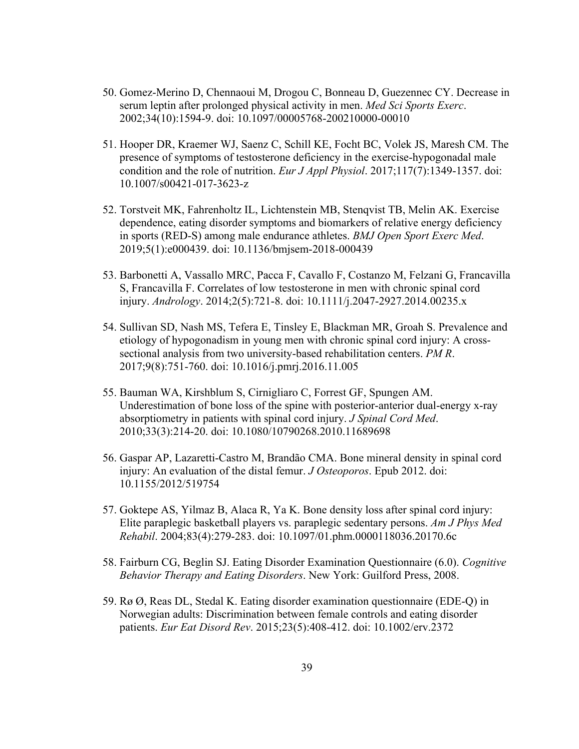50. Gomez-Merino D, Chennaoui M, Drogou C, Bonneau D, Guezennec CY. Decrease in serum leptin after prolonged physical activity in men. *Med Sci Sports Exerc*. 2002;34(10):1594-9. doi: 10.1097/00005768-200210000-00010

51. Hooper DR, Kraemer WJ, Saenz C, Schill KE, Focht BC, Volek JS, Maresh CM. The presence of symptoms of testosterone deficiency in the exercise-hypogonadal male condition and the role of nutrition. *Eur J Appl Physiol*. 2017;117(7):1349-1357. doi: 10.1007/s00421-017-3623-z

52. Torstveit MK, Fahrenholtz IL, Lichtenstein MB, Stenqvist TB, Melin AK. Exercise dependence, eating disorder symptoms and biomarkers of relative energy deficiency in sports (RED-S) among male endurance athletes. *BMJ Open Sport Exerc Med*. 2019;5(1):e000439. doi: 10.1136/bmjsem-2018-000439

53. Barbonetti A, Vassallo MRC, Pacca F, Cavallo F, Costanzo M, Felzani G, Francavilla S, Francavilla F. Correlates of low testosterone in men with chronic spinal cord injury. *Andrology*. 2014;2(5):721-8. doi: 10.1111/j.2047-2927.2014.00235.x

54. Sullivan SD, Nash MS, Tefera E, Tinsley E, Blackman MR, Groah S. Prevalence and etiology of hypogonadism in young men with chronic spinal cord injury: A cross-sectional analysis from two university-based rehabilitation centers. *PM R*. 2017;9(8):751-760. doi: 10.1016/j.pmrj.2016.11.005

55. Bauman WA, Kirshblum S, Cirnigliaro C, Forrest GF, Spungen AM. Underestimation of bone loss of the spine with posterior-anterior dual-energy x-ray absorptiometry in patients with spinal cord injury. *J Spinal Cord Med*. 2010;33(3):214-20. doi: 10.1080/10790268.2010.11689698

56. Gaspar AP, Lazaretti-Castro M, Brandão CMA. Bone mineral density in spinal cord injury: An evaluation of the distal femur. *J Osteoporos*. Epub 2012. doi: 10.1155/2012/519754

57. Goktepe AS, Yilmaz B, Alaca R, Ya K. Bone density loss after spinal cord injury: Elite paraplegic basketball players vs. paraplegic sedentary persons. *Am J Phys Med Rehabil*. 2004;83(4):279-283. doi: 10.1097/01.phm.0000118036.20170.6c

58. Fairburn CG, Beglin SJ. Eating Disorder Examination Questionnaire (6.0). *Cognitive Behavior Therapy and Eating Disorders*. New York: Guilford Press, 2008.

59. Rø Ø, Reas DL, Stedal K. Eating disorder examination questionnaire (EDE-Q) in Norwegian adults: Discrimination between female controls and eating disorder patients. *Eur Eat Disord Rev*. 2015;23(5):408-412. doi: 10.1002/erv.2372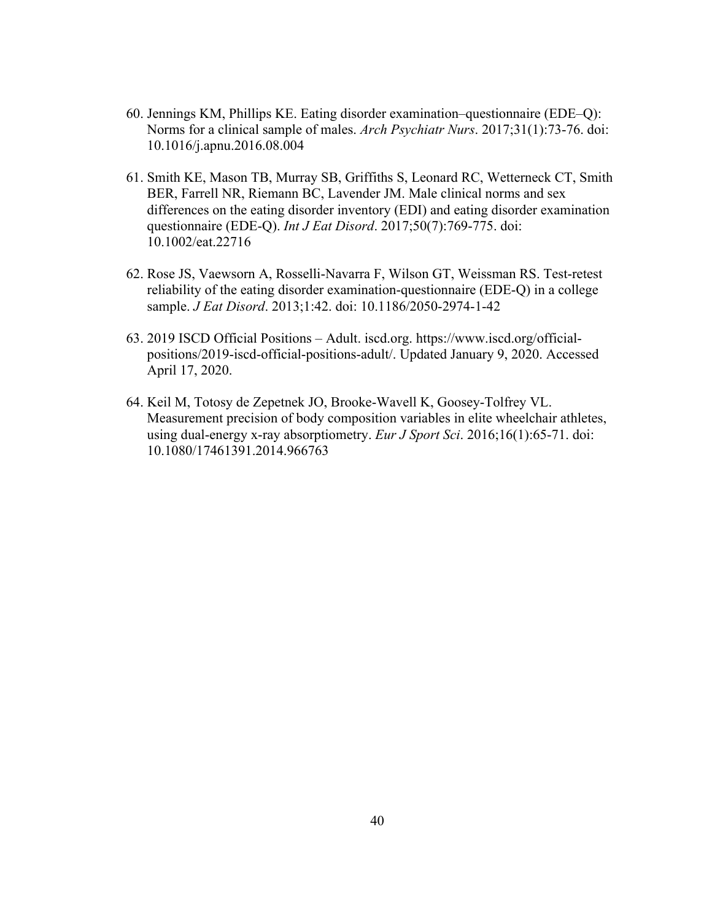60. Jennings KM, Phillips KE. Eating disorder examination–questionnaire (EDE–Q): Norms for a clinical sample of males. *Arch Psychiatr Nurs*. 2017;31(1):73-76. doi: 10.1016/j.apnu.2016.08.004

61. Smith KE, Mason TB, Murray SB, Griffiths S, Leonard RC, Wetterneck CT, Smith BER, Farrell NR, Riemann BC, Lavender JM. Male clinical norms and sex differences on the eating disorder inventory (EDI) and eating disorder examination questionnaire (EDE-Q). *Int J Eat Disord*. 2017;50(7):769-775. doi: 10.1002/eat.22716

62. Rose JS, Vaewsorn A, Rosselli-Navarra F, Wilson GT, Weissman RS. Test-retest reliability of the eating disorder examination-questionnaire (EDE-Q) in a college sample. *J Eat Disord*. 2013;1:42. doi: 10.1186/2050-2974-1-42

63. 2019 ISCD Official Positions – Adult. iscd.org. https://www.iscd.org/official-positions/2019-iscd-official-positions-adult/. Updated January 9, 2020. Accessed April 17, 2020.

64. Keil M, Totosy de Zepetnek JO, Brooke-Wavell K, Goosey-Tolfrey VL. Measurement precision of body composition variables in elite wheelchair athletes, using dual-energy x-ray absorptiometry. *Eur J Sport Sci*. 2016;16(1):65-71. doi: 10.1080/17461391.2014.966763